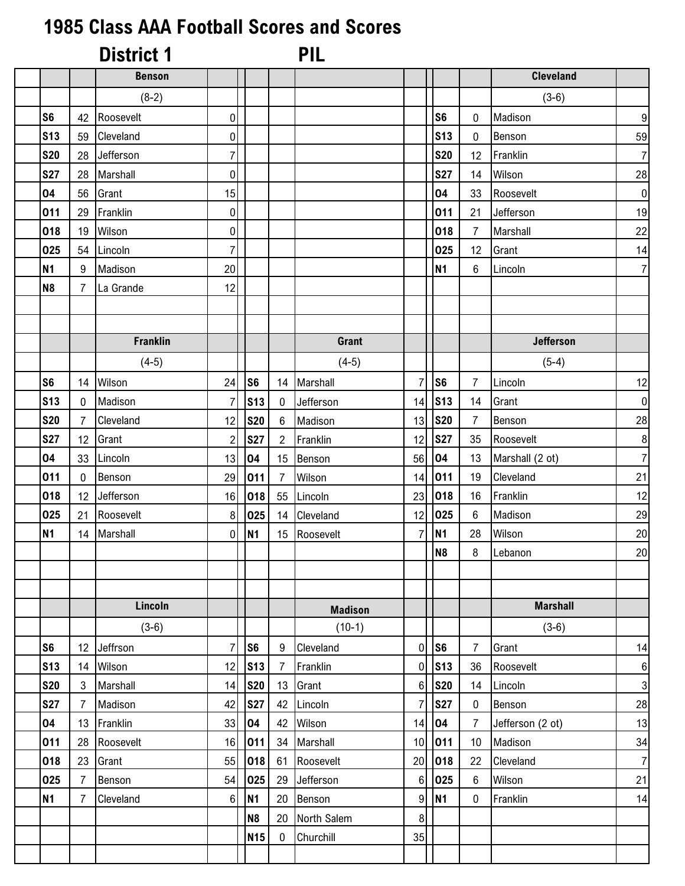# 1985 Class AAA Football Scores and Scores

## District 1 PIL

| | | Benson | | | | | | | | Cleveland | |
|---|---|---|---|---|---|---|---|---|---|---|---|
| | | (8-2) | | | | | | | | (3-6) | |
| S6 | 42 | Roosevelt | 0 | | | | | S6 | 0 | Madison | 9 |
| S13 | 59 | Cleveland | 0 | | | | | S13 | 0 | Benson | 59 |
| S20 | 28 | Jefferson | 7 | | | | | S20 | 12 | Franklin | 7 |
| S27 | 28 | Marshall | 0 | | | | | S27 | 14 | Wilson | 28 |
| O4 | 56 | Grant | 15 | | | | | O4 | 33 | Roosevelt | 0 |
| O11 | 29 | Franklin | 0 | | | | | O11 | 21 | Jefferson | 19 |
| O18 | 19 | Wilson | 0 | | | | | O18 | 7 | Marshall | 22 |
| O25 | 54 | Lincoln | 7 | | | | | O25 | 12 | Grant | 14 |
| N1 | 9 | Madison | 20 | | | | | N1 | 6 | Lincoln | 7 |
| N8 | 7 | La Grande | 12 | | | | | | | | |

| | | Franklin | | | | Grant | | | | Jefferson | |
|---|---|---|---|---|---|---|---|---|---|---|---|
| | | (4-5) | | | | (4-5) | | | | (5-4) | |
| S6 | 14 | Wilson | 24 | S6 | 14 | Marshall | 7 | S6 | 7 | Lincoln | 12 |
| S13 | 0 | Madison | 7 | S13 | 0 | Jefferson | 14 | S13 | 14 | Grant | 0 |
| S20 | 7 | Cleveland | 12 | S20 | 6 | Madison | 13 | S20 | 7 | Benson | 28 |
| S27 | 12 | Grant | 2 | S27 | 2 | Franklin | 12 | S27 | 35 | Roosevelt | 8 |
| O4 | 33 | Lincoln | 13 | O4 | 15 | Benson | 56 | O4 | 13 | Marshall (2 ot) | 7 |
| O11 | 0 | Benson | 29 | O11 | 7 | Wilson | 14 | O11 | 19 | Cleveland | 21 |
| O18 | 12 | Jefferson | 16 | O18 | 55 | Lincoln | 23 | O18 | 16 | Franklin | 12 |
| O25 | 21 | Roosevelt | 8 | O25 | 14 | Cleveland | 12 | O25 | 6 | Madison | 29 |
| N1 | 14 | Marshall | 0 | N1 | 15 | Roosevelt | 7 | N1 | 28 | Wilson | 20 |
| | | | | | | | | N8 | 8 | Lebanon | 20 |

| | | Lincoln | | | | Madison | | | | Marshall | |
|---|---|---|---|---|---|---|---|---|---|---|---|
| | | (3-6) | | | | (10-1) | | | | (3-6) | |
| S6 | 12 | Jeffrson | 7 | S6 | 9 | Cleveland | 0 | S6 | 7 | Grant | 14 |
| S13 | 14 | Wilson | 12 | S13 | 7 | Franklin | 0 | S13 | 36 | Roosevelt | 6 |
| S20 | 3 | Marshall | 14 | S20 | 13 | Grant | 6 | S20 | 14 | Lincoln | 3 |
| S27 | 7 | Madison | 42 | S27 | 42 | Lincoln | 7 | S27 | 0 | Benson | 28 |
| O4 | 13 | Franklin | 33 | O4 | 42 | Wilson | 14 | O4 | 7 | Jefferson (2 ot) | 13 |
| O11 | 28 | Roosevelt | 16 | O11 | 34 | Marshall | 10 | O11 | 10 | Madison | 34 |
| O18 | 23 | Grant | 55 | O18 | 61 | Roosevelt | 20 | O18 | 22 | Cleveland | 7 |
| O25 | 7 | Benson | 54 | O25 | 29 | Jefferson | 6 | O25 | 6 | Wilson | 21 |
| N1 | 7 | Cleveland | 6 | N1 | 20 | Benson | 9 | N1 | 0 | Franklin | 14 |
| | | | | N8 | 20 | North Salem | 8 | | | | |
| | | | | N15 | 0 | Churchill | 35 | | | | |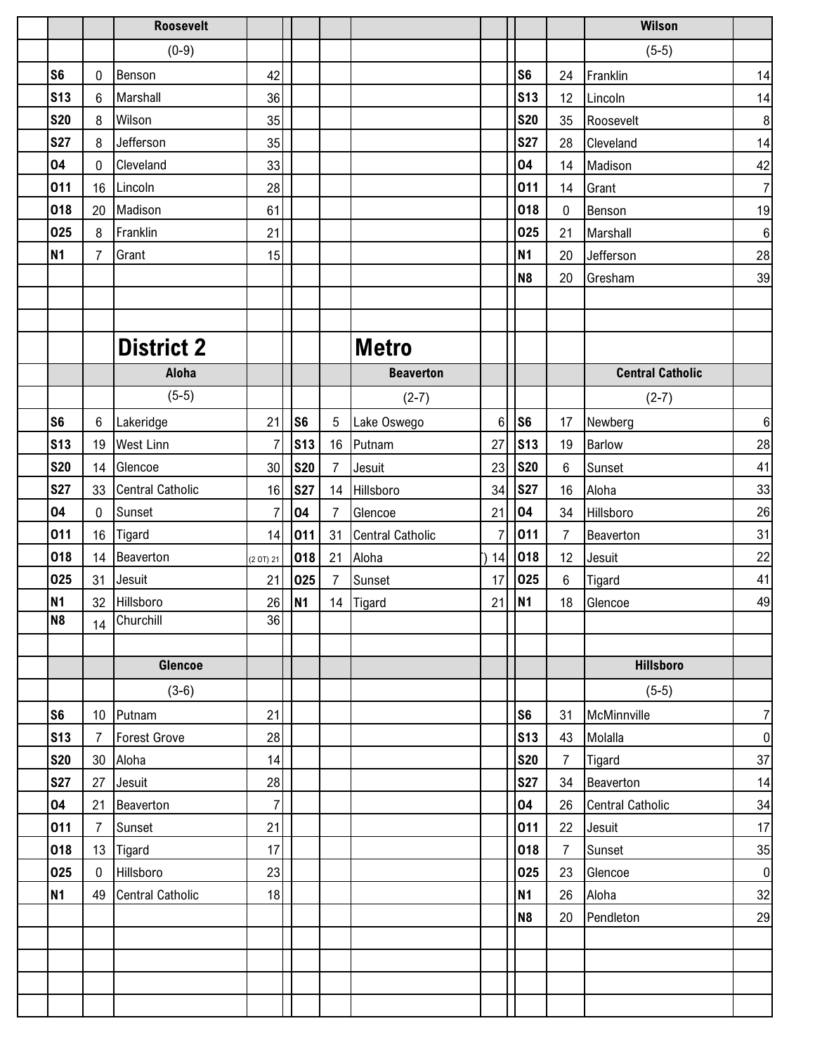### Roosevelt

(0-9)

| Date | Score | Opponent | Opp. Score |
|---|---|---|---|
| S6 | 0 | Benson | 42 |
| S13 | 6 | Marshall | 36 |
| S20 | 8 | Wilson | 35 |
| S27 | 8 | Jefferson | 35 |
| O4 | 0 | Cleveland | 33 |
| O11 | 16 | Lincoln | 28 |
| O18 | 20 | Madison | 61 |
| O25 | 8 | Franklin | 21 |
| N1 | 7 | Grant | 15 |

### Wilson

(5-5)

| Date | Score | Opponent | Opp. Score |
|---|---|---|---|
| S6 | 24 | Franklin | 14 |
| S13 | 12 | Lincoln | 14 |
| S20 | 35 | Roosevelt | 8 |
| S27 | 28 | Cleveland | 14 |
| O4 | 14 | Madison | 42 |
| O11 | 14 | Grant | 7 |
| O18 | 0 | Benson | 19 |
| O25 | 21 | Marshall | 6 |
| N1 | 20 | Jefferson | 28 |
| N8 | 20 | Gresham | 39 |

# District 2

### Aloha

(5-5)

| Date | Score | Opponent | Opp. Score |
|---|---|---|---|
| S6 | 6 | Lakeridge | 21 |
| S13 | 19 | West Linn | 7 |
| S20 | 14 | Glencoe | 30 |
| S27 | 33 | Central Catholic | 16 |
| O4 | 0 | Sunset | 7 |
| O11 | 16 | Tigard | 14 |
| O18 | 14 | Beaverton | (2 OT) 21 |
| O25 | 31 | Jesuit | 21 |
| N1 | 32 | Hillsboro | 26 |
| N8 | 14 | Churchill | 36 |

# Metro

### Beaverton

(2-7)

| Date | Score | Opponent | Opp. Score |
|---|---|---|---|
| S6 | 5 | Lake Oswego | 6 |
| S13 | 16 | Putnam | 27 |
| S20 | 7 | Jesuit | 23 |
| S27 | 14 | Hillsboro | 34 |
| O4 | 7 | Glencoe | 21 |
| O11 | 31 | Central Catholic | 7 |
| O18 | 21 | Aloha | ) 14 |
| O25 | 7 | Sunset | 17 |
| N1 | 14 | Tigard | 21 |

### Central Catholic

(2-7)

| Date | Score | Opponent | Opp. Score |
|---|---|---|---|
| S6 | 17 | Newberg | 6 |
| S13 | 19 | Barlow | 28 |
| S20 | 6 | Sunset | 41 |
| S27 | 16 | Aloha | 33 |
| O4 | 34 | Hillsboro | 26 |
| O11 | 7 | Beaverton | 31 |
| O18 | 12 | Jesuit | 22 |
| O25 | 6 | Tigard | 41 |
| N1 | 18 | Glencoe | 49 |

### Glencoe

(3-6)

| Date | Score | Opponent | Opp. Score |
|---|---|---|---|
| S6 | 10 | Putnam | 21 |
| S13 | 7 | Forest Grove | 28 |
| S20 | 30 | Aloha | 14 |
| S27 | 27 | Jesuit | 28 |
| O4 | 21 | Beaverton | 7 |
| O11 | 7 | Sunset | 21 |
| O18 | 13 | Tigard | 17 |
| O25 | 0 | Hillsboro | 23 |
| N1 | 49 | Central Catholic | 18 |

### Hillsboro

(5-5)

| Date | Score | Opponent | Opp. Score |
|---|---|---|---|
| S6 | 31 | McMinnville | 7 |
| S13 | 43 | Molalla | 0 |
| S20 | 7 | Tigard | 37 |
| S27 | 34 | Beaverton | 14 |
| O4 | 26 | Central Catholic | 34 |
| O11 | 22 | Jesuit | 17 |
| O18 | 7 | Sunset | 35 |
| O25 | 23 | Glencoe | 0 |
| N1 | 26 | Aloha | 32 |
| N8 | 20 | Pendleton | 29 |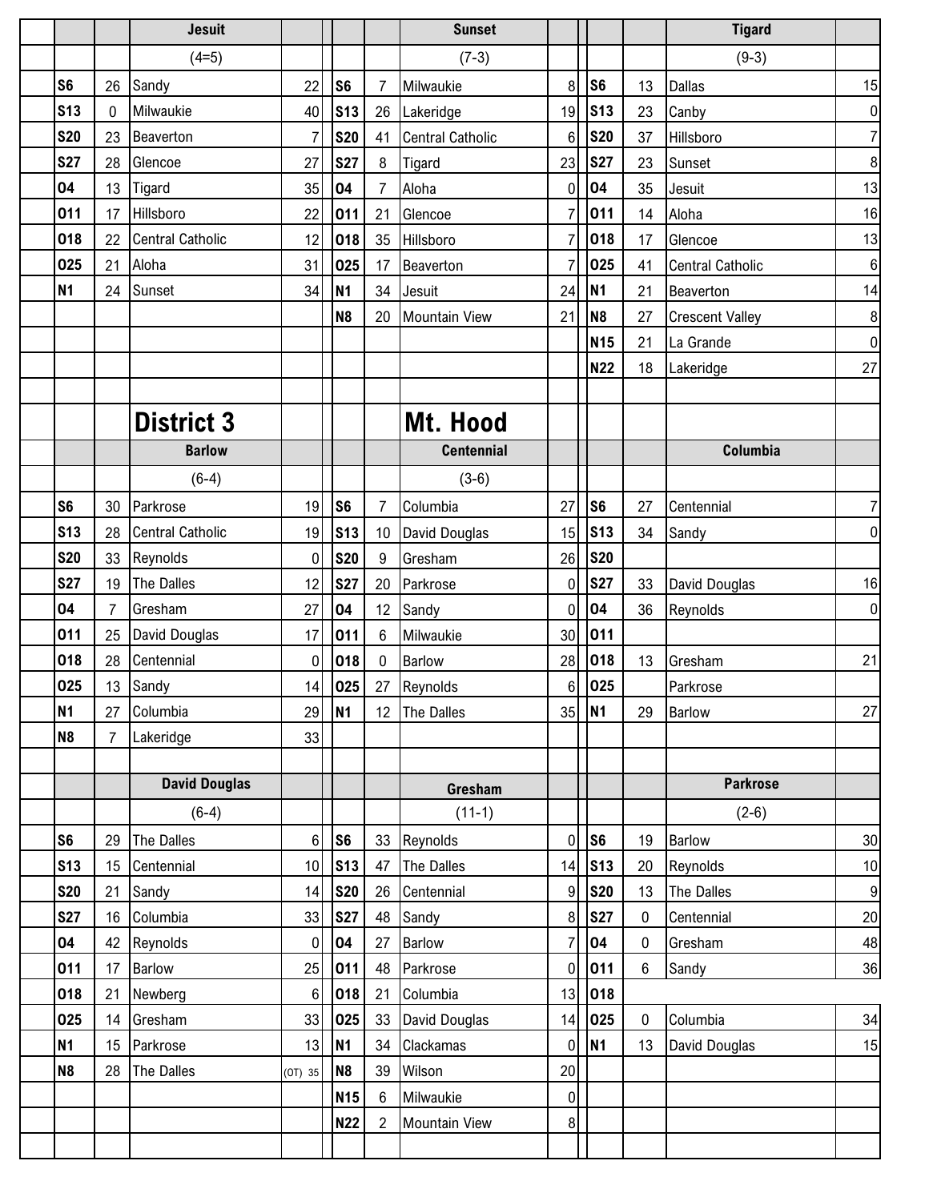### Jesuit

(4=5)

| Date | Score | Opponent | Opp |
|---|---|---|---|
| S6 | 26 | Sandy | 22 |
| S13 | 0 | Milwaukie | 40 |
| S20 | 23 | Beaverton | 7 |
| S27 | 28 | Glencoe | 27 |
| O4 | 13 | Tigard | 35 |
| O11 | 17 | Hillsboro | 22 |
| O18 | 22 | Central Catholic | 12 |
| O25 | 21 | Aloha | 31 |
| N1 | 24 | Sunset | 34 |

### Sunset

(7-3)

| Date | Score | Opponent | Opp |
|---|---|---|---|
| S6 | 7 | Milwaukie | 8 |
| S13 | 26 | Lakeridge | 19 |
| S20 | 41 | Central Catholic | 6 |
| S27 | 8 | Tigard | 23 |
| O4 | 7 | Aloha | 0 |
| O11 | 21 | Glencoe | 7 |
| O18 | 35 | Hillsboro | 7 |
| O25 | 17 | Beaverton | 7 |
| N1 | 34 | Jesuit | 24 |
| N8 | 20 | Mountain View | 21 |

### Tigard

(9-3)

| Date | Score | Opponent | Opp |
|---|---|---|---|
| S6 | 13 | Dallas | 15 |
| S13 | 23 | Canby | 0 |
| S20 | 37 | Hillsboro | 7 |
| S27 | 23 | Sunset | 8 |
| O4 | 35 | Jesuit | 13 |
| O11 | 14 | Aloha | 16 |
| O18 | 17 | Glencoe | 13 |
| O25 | 41 | Central Catholic | 6 |
| N1 | 21 | Beaverton | 14 |
| N8 | 27 | Crescent Valley | 8 |
| N15 | 21 | La Grande | 0 |
| N22 | 18 | Lakeridge | 27 |

# District 3 Mt. Hood

### Barlow

(6-4)

| Date | Score | Opponent | Opp |
|---|---|---|---|
| S6 | 30 | Parkrose | 19 |
| S13 | 28 | Central Catholic | 19 |
| S20 | 33 | Reynolds | 0 |
| S27 | 19 | The Dalles | 12 |
| O4 | 7 | Gresham | 27 |
| O11 | 25 | David Douglas | 17 |
| O18 | 28 | Centennial | 0 |
| O25 | 13 | Sandy | 14 |
| N1 | 27 | Columbia | 29 |
| N8 | 7 | Lakeridge | 33 |

### Centennial

(3-6)

| Date | Score | Opponent | Opp |
|---|---|---|---|
| S6 | 7 | Columbia | 27 |
| S13 | 10 | David Douglas | 15 |
| S20 | 9 | Gresham | 26 |
| S27 | 20 | Parkrose | 0 |
| O4 | 12 | Sandy | 0 |
| O11 | 6 | Milwaukie | 30 |
| O18 | 0 | Barlow | 28 |
| O25 | 27 | Reynolds | 6 |
| N1 | 12 | The Dalles | 35 |

### Columbia

| Date | Score | Opponent | Opp |
|---|---|---|---|
| S6 | 27 | Centennial | 7 |
| S13 | 34 | Sandy | 0 |
| S20 | | | |
| S27 | 33 | David Douglas | 16 |
| O4 | 36 | Reynolds | 0 |
| O11 | | | |
| O18 | 13 | Gresham | 21 |
| O25 | | Parkrose | |
| N1 | 29 | Barlow | 27 |

### David Douglas

(6-4)

| Date | Score | Opponent | Opp |
|---|---|---|---|
| S6 | 29 | The Dalles | 6 |
| S13 | 15 | Centennial | 10 |
| S20 | 21 | Sandy | 14 |
| S27 | 16 | Columbia | 33 |
| O4 | 42 | Reynolds | 0 |
| O11 | 17 | Barlow | 25 |
| O18 | 21 | Newberg | 6 |
| O25 | 14 | Gresham | 33 |
| N1 | 15 | Parkrose | 13 |
| N8 | 28 | The Dalles | (OT) 35 |

### Gresham

(11-1)

| Date | Score | Opponent | Opp |
|---|---|---|---|
| S6 | 33 | Reynolds | 0 |
| S13 | 47 | The Dalles | 14 |
| S20 | 26 | Centennial | 9 |
| S27 | 48 | Sandy | 8 |
| O4 | 27 | Barlow | 7 |
| O11 | 48 | Parkrose | 0 |
| O18 | 21 | Columbia | 13 |
| O25 | 33 | David Douglas | 14 |
| N1 | 34 | Clackamas | 0 |
| N8 | 39 | Wilson | 20 |
| N15 | 6 | Milwaukie | 0 |
| N22 | 2 | Mountain View | 8 |

### Parkrose

(2-6)

| Date | Score | Opponent | Opp |
|---|---|---|---|
| S6 | 19 | Barlow | 30 |
| S13 | 20 | Reynolds | 10 |
| S20 | 13 | The Dalles | 9 |
| S27 | 0 | Centennial | 20 |
| O4 | 0 | Gresham | 48 |
| O11 | 6 | Sandy | 36 |
| O18 | | | |
| O25 | 0 | Columbia | 34 |
| N1 | 13 | David Douglas | 15 |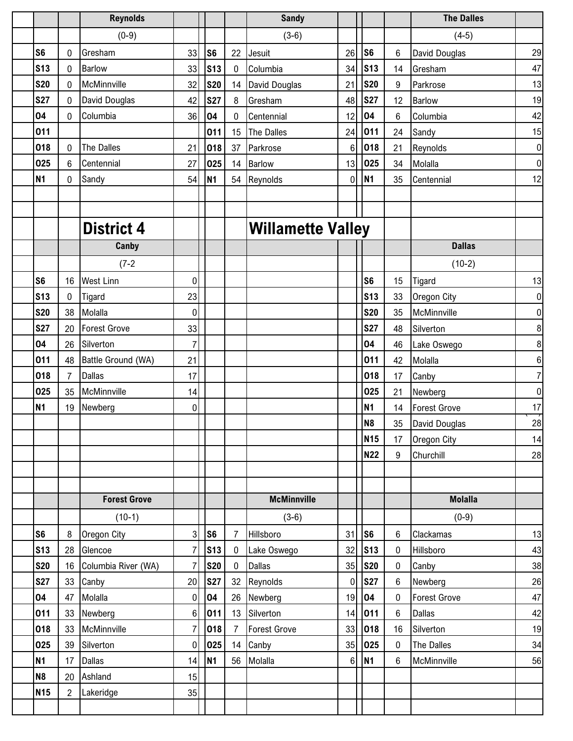| | | Reynolds | | | | Sandy | | | | The Dalles | |
|---|---|---|---|---|---|---|---|---|---|---|---|
| | | (0-9) | | | | (3-6) | | | | (4-5) | |
| S6 | 0 | Gresham | 33 | S6 | 22 | Jesuit | 26 | S6 | 6 | David Douglas | 29 |
| S13 | 0 | Barlow | 33 | S13 | 0 | Columbia | 34 | S13 | 14 | Gresham | 47 |
| S20 | 0 | McMinnville | 32 | S20 | 14 | David Douglas | 21 | S20 | 9 | Parkrose | 13 |
| S27 | 0 | David Douglas | 42 | S27 | 8 | Gresham | 48 | S27 | 12 | Barlow | 19 |
| O4 | 0 | Columbia | 36 | O4 | 0 | Centennial | 12 | O4 | 6 | Columbia | 42 |
| O11 | | | | O11 | 15 | The Dalles | 24 | O11 | 24 | Sandy | 15 |
| O18 | 0 | The Dalles | 21 | O18 | 37 | Parkrose | 6 | O18 | 21 | Reynolds | 0 |
| O25 | 6 | Centennial | 27 | O25 | 14 | Barlow | 13 | O25 | 34 | Molalla | 0 |
| N1 | 0 | Sandy | 54 | N1 | 54 | Reynolds | 0 | N1 | 35 | Centennial | 12 |

# District 4 Willamette Valley

| | | Canby | | | | | | | | Dallas | |
|---|---|---|---|---|---|---|---|---|---|---|---|
| | | (7-2 | | | | | | | | (10-2) | |
| S6 | 16 | West Linn | 0 | | | | | S6 | 15 | Tigard | 13 |
| S13 | 0 | Tigard | 23 | | | | | S13 | 33 | Oregon City | 0 |
| S20 | 38 | Molalla | 0 | | | | | S20 | 35 | McMinnville | 0 |
| S27 | 20 | Forest Grove | 33 | | | | | S27 | 48 | Silverton | 8 |
| O4 | 26 | Silverton | 7 | | | | | O4 | 46 | Lake Oswego | 8 |
| O11 | 48 | Battle Ground (WA) | 21 | | | | | O11 | 42 | Molalla | 6 |
| O18 | 7 | Dallas | 17 | | | | | O18 | 17 | Canby | 7 |
| O25 | 35 | McMinnville | 14 | | | | | O25 | 21 | Newberg | 0 |
| N1 | 19 | Newberg | 0 | | | | | N1 | 14 | Forest Grove | 17 |
| | | | | | | | | N8 | 35 | David Douglas | 28 |
| | | | | | | | | N15 | 17 | Oregon City | 14 |
| | | | | | | | | N22 | 9 | Churchill | 28 |

| | | Forest Grove | | | | McMinnville | | | | Molalla | |
|---|---|---|---|---|---|---|---|---|---|---|---|
| | | (10-1) | | | | (3-6) | | | | (0-9) | |
| S6 | 8 | Oregon City | 3 | S6 | 7 | Hillsboro | 31 | S6 | 6 | Clackamas | 13 |
| S13 | 28 | Glencoe | 7 | S13 | 0 | Lake Oswego | 32 | S13 | 0 | Hillsboro | 43 |
| S20 | 16 | Columbia River (WA) | 7 | S20 | 0 | Dallas | 35 | S20 | 0 | Canby | 38 |
| S27 | 33 | Canby | 20 | S27 | 32 | Reynolds | 0 | S27 | 6 | Newberg | 26 |
| O4 | 47 | Molalla | 0 | O4 | 26 | Newberg | 19 | O4 | 0 | Forest Grove | 47 |
| O11 | 33 | Newberg | 6 | O11 | 13 | Silverton | 14 | O11 | 6 | Dallas | 42 |
| O18 | 33 | McMinnville | 7 | O18 | 7 | Forest Grove | 33 | O18 | 16 | Silverton | 19 |
| O25 | 39 | Silverton | 0 | O25 | 14 | Canby | 35 | O25 | 0 | The Dalles | 34 |
| N1 | 17 | Dallas | 14 | N1 | 56 | Molalla | 6 | N1 | 6 | McMinnville | 56 |
| N8 | 20 | Ashland | 15 | | | | | | | | |
| N15 | 2 | Lakeridge | 35 | | | | | | | | |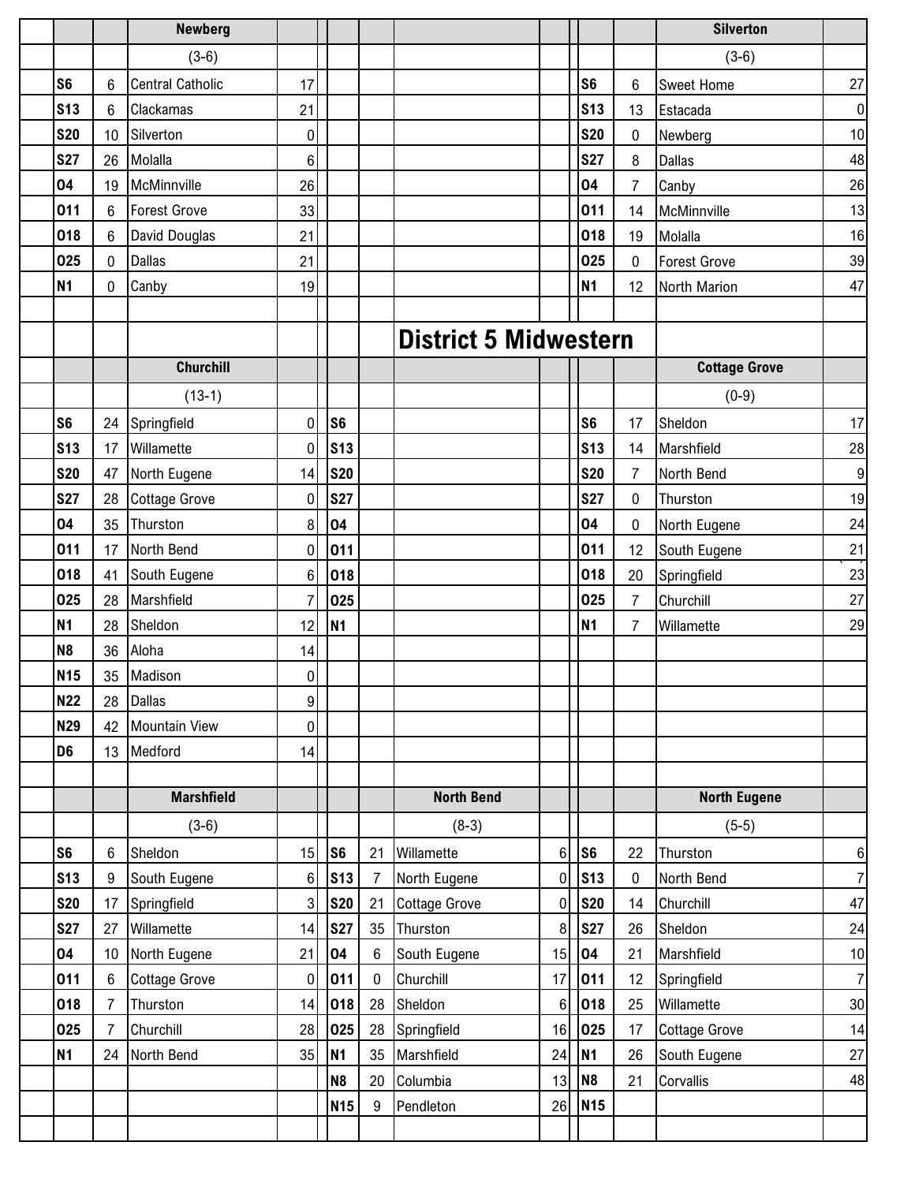### Newberg

(3-6)

| Date | Score | Opponent | Opp |
|---|---|---|---|
| S6 | 6 | Central Catholic | 17 |
| S13 | 6 | Clackamas | 21 |
| S20 | 10 | Silverton | 0 |
| S27 | 26 | Molalla | 6 |
| O4 | 19 | McMinnville | 26 |
| O11 | 6 | Forest Grove | 33 |
| O18 | 6 | David Douglas | 21 |
| O25 | 0 | Dallas | 21 |
| N1 | 0 | Canby | 19 |

### Silverton

(3-6)

| Date | Score | Opponent | Opp |
|---|---|---|---|
| S6 | 6 | Sweet Home | 27 |
| S13 | 13 | Estacada | 0 |
| S20 | 0 | Newberg | 10 |
| S27 | 8 | Dallas | 48 |
| O4 | 7 | Canby | 26 |
| O11 | 14 | McMinnville | 13 |
| O18 | 19 | Molalla | 16 |
| O25 | 0 | Forest Grove | 39 |
| N1 | 12 | North Marion | 47 |

# District 5 Midwestern

### Churchill

(13-1)

| Date | Score | Opponent | Opp |
|---|---|---|---|
| S6 | 24 | Springfield | 0 |
| S13 | 17 | Willamette | 0 |
| S20 | 47 | North Eugene | 14 |
| S27 | 28 | Cottage Grove | 0 |
| O4 | 35 | Thurston | 8 |
| O11 | 17 | North Bend | 0 |
| O18 | 41 | South Eugene | 6 |
| O25 | 28 | Marshfield | 7 |
| N1 | 28 | Sheldon | 12 |
| N8 | 36 | Aloha | 14 |
| N15 | 35 | Madison | 0 |
| N22 | 28 | Dallas | 9 |
| N29 | 42 | Mountain View | 0 |
| D6 | 13 | Medford | 14 |

### Cottage Grove

(0-9)

| Date | Score | Opponent | Opp |
|---|---|---|---|
| S6 | 17 | Sheldon | 17 |
| S13 | 14 | Marshfield | 28 |
| S20 | 7 | North Bend | 9 |
| S27 | 0 | Thurston | 19 |
| O4 | 0 | North Eugene | 24 |
| O11 | 12 | South Eugene | 21 |
| O18 | 20 | Springfield | 23 |
| O25 | 7 | Churchill | 27 |
| N1 | 7 | Willamette | 29 |

### Marshfield

(3-6)

| Date | Score | Opponent | Opp |
|---|---|---|---|
| S6 | 6 | Sheldon | 15 |
| S13 | 9 | South Eugene | 6 |
| S20 | 17 | Springfield | 3 |
| S27 | 27 | Willamette | 14 |
| O4 | 10 | North Eugene | 21 |
| O11 | 6 | Cottage Grove | 0 |
| O18 | 7 | Thurston | 14 |
| O25 | 7 | Churchill | 28 |
| N1 | 24 | North Bend | 35 |

### North Bend

(8-3)

| Date | Score | Opponent | Opp |
|---|---|---|---|
| S6 | 21 | Willamette | 6 |
| S13 | 7 | North Eugene | 0 |
| S20 | 21 | Cottage Grove | 0 |
| S27 | 35 | Thurston | 8 |
| O4 | 6 | South Eugene | 15 |
| O11 | 0 | Churchill | 17 |
| O18 | 28 | Sheldon | 6 |
| O25 | 28 | Springfield | 16 |
| N1 | 35 | Marshfield | 24 |
| N8 | 20 | Columbia | 13 |
| N15 | 9 | Pendleton | 26 |

### North Eugene

(5-5)

| Date | Score | Opponent | Opp |
|---|---|---|---|
| S6 | 22 | Thurston | 6 |
| S13 | 0 | North Bend | 7 |
| S20 | 14 | Churchill | 47 |
| S27 | 26 | Sheldon | 24 |
| O4 | 21 | Marshfield | 10 |
| O11 | 12 | Springfield | 7 |
| O18 | 25 | Willamette | 30 |
| O25 | 17 | Cottage Grove | 14 |
| N1 | 26 | South Eugene | 27 |
| N8 | 21 | Corvallis | 48 |
| N15 | | | |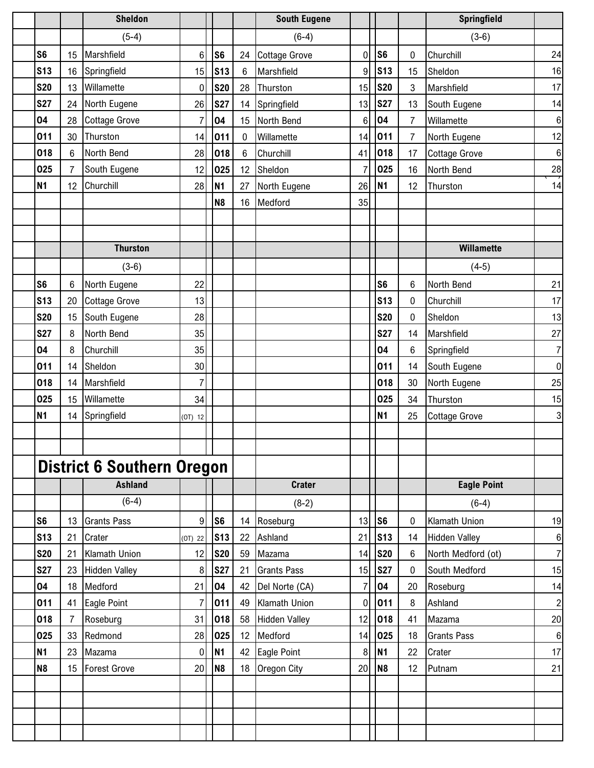### Sheldon

(5-4)

| Date | Score | Opponent | Opp |
|---|---|---|---|
| S6 | 15 | Marshfield | 6 |
| S13 | 16 | Springfield | 15 |
| S20 | 13 | Willamette | 0 |
| S27 | 24 | North Eugene | 26 |
| O4 | 28 | Cottage Grove | 7 |
| O11 | 30 | Thurston | 14 |
| O18 | 6 | North Bend | 28 |
| O25 | 7 | South Eugene | 12 |
| N1 | 12 | Churchill | 28 |

### South Eugene

(6-4)

| Date | Score | Opponent | Opp |
|---|---|---|---|
| S6 | 24 | Cottage Grove | 0 |
| S13 | 6 | Marshfield | 9 |
| S20 | 28 | Thurston | 15 |
| S27 | 14 | Springfield | 13 |
| O4 | 15 | North Bend | 6 |
| O11 | 0 | Willamette | 14 |
| O18 | 6 | Churchill | 41 |
| O25 | 12 | Sheldon | 7 |
| N1 | 27 | North Eugene | 26 |
| N8 | 16 | Medford | 35 |

### Springfield

(3-6)

| Date | Score | Opponent | Opp |
|---|---|---|---|
| S6 | 0 | Churchill | 24 |
| S13 | 15 | Sheldon | 16 |
| S20 | 3 | Marshfield | 17 |
| S27 | 13 | South Eugene | 14 |
| O4 | 7 | Willamette | 6 |
| O11 | 7 | North Eugene | 12 |
| O18 | 17 | Cottage Grove | 6 |
| O25 | 16 | North Bend | 28 |
| N1 | 12 | Thurston | 14 |

### Thurston

(3-6)

| Date | Score | Opponent | Opp |
|---|---|---|---|
| S6 | 6 | North Eugene | 22 |
| S13 | 20 | Cottage Grove | 13 |
| S20 | 15 | South Eugene | 28 |
| S27 | 8 | North Bend | 35 |
| O4 | 8 | Churchill | 35 |
| O11 | 14 | Sheldon | 30 |
| O18 | 14 | Marshfield | 7 |
| O25 | 15 | Willamette | 34 |
| N1 | 14 | Springfield | (OT) 12 |

### Willamette

(4-5)

| Date | Score | Opponent | Opp |
|---|---|---|---|
| S6 | 6 | North Bend | 21 |
| S13 | 0 | Churchill | 17 |
| S20 | 0 | Sheldon | 13 |
| S27 | 14 | Marshfield | 27 |
| O4 | 6 | Springfield | 7 |
| O11 | 14 | South Eugene | 0 |
| O18 | 30 | North Eugene | 25 |
| O25 | 34 | Thurston | 15 |
| N1 | 25 | Cottage Grove | 3 |

# District 6 Southern Oregon

### Ashland

(6-4)

| Date | Score | Opponent | Opp |
|---|---|---|---|
| S6 | 13 | Grants Pass | 9 |
| S13 | 21 | Crater | (OT) 22 |
| S20 | 21 | Klamath Union | 12 |
| S27 | 23 | Hidden Valley | 8 |
| O4 | 18 | Medford | 21 |
| O11 | 41 | Eagle Point | 7 |
| O18 | 7 | Roseburg | 31 |
| O25 | 33 | Redmond | 28 |
| N1 | 23 | Mazama | 0 |
| N8 | 15 | Forest Grove | 20 |

### Crater

(8-2)

| Date | Score | Opponent | Opp |
|---|---|---|---|
| S6 | 14 | Roseburg | 13 |
| S13 | 22 | Ashland | 21 |
| S20 | 59 | Mazama | 14 |
| S27 | 21 | Grants Pass | 15 |
| O4 | 42 | Del Norte (CA) | 7 |
| O11 | 49 | Klamath Union | 0 |
| O18 | 58 | Hidden Valley | 12 |
| O25 | 12 | Medford | 14 |
| N1 | 42 | Eagle Point | 8 |
| N8 | 18 | Oregon City | 20 |

### Eagle Point

(6-4)

| Date | Score | Opponent | Opp |
|---|---|---|---|
| S6 | 0 | Klamath Union | 19 |
| S13 | 14 | Hidden Valley | 6 |
| S20 | 6 | North Medford (ot) | 7 |
| S27 | 0 | South Medford | 15 |
| O4 | 20 | Roseburg | 14 |
| O11 | 8 | Ashland | 2 |
| O18 | 41 | Mazama | 20 |
| O25 | 18 | Grants Pass | 6 |
| N1 | 22 | Crater | 17 |
| N8 | 12 | Putnam | 21 |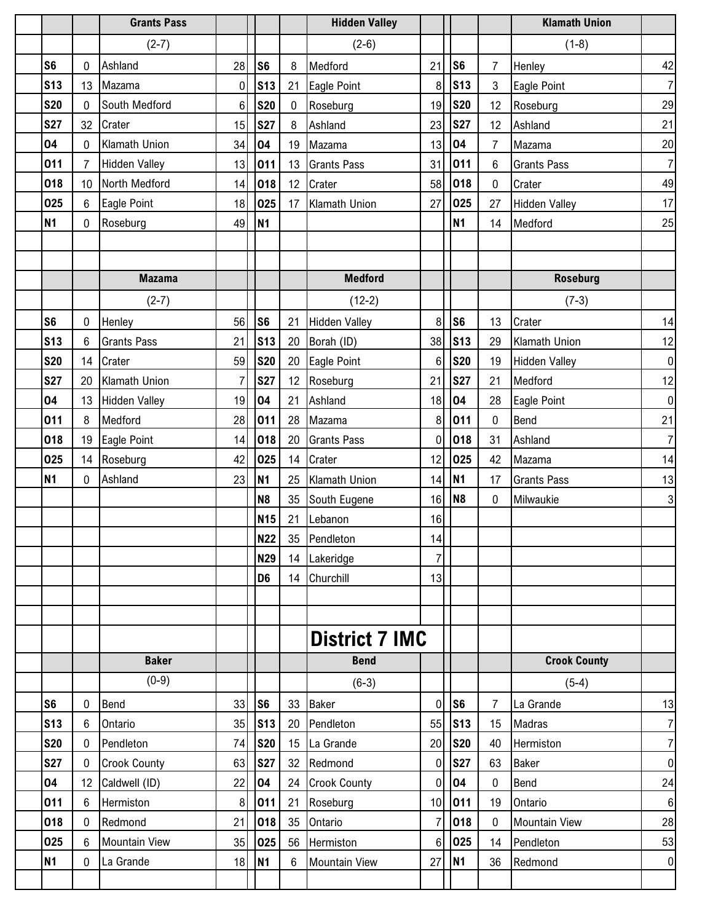### Grants Pass (2-7)

| Date | Score | Opponent | Opp |
|---|---|---|---|
| S6 | 0 | Ashland | 28 |
| S13 | 13 | Mazama | 0 |
| S20 | 0 | South Medford | 6 |
| S27 | 32 | Crater | 15 |
| O4 | 0 | Klamath Union | 34 |
| O11 | 7 | Hidden Valley | 13 |
| O18 | 10 | North Medford | 14 |
| O25 | 6 | Eagle Point | 18 |
| N1 | 0 | Roseburg | 49 |

### Hidden Valley (2-6)

| Date | Score | Opponent | Opp |
|---|---|---|---|
| S6 | 8 | Medford | 21 |
| S13 | 21 | Eagle Point | 8 |
| S20 | 0 | Roseburg | 19 |
| S27 | 8 | Ashland | 23 |
| O4 | 19 | Mazama | 13 |
| O11 | 13 | Grants Pass | 31 |
| O18 | 12 | Crater | 58 |
| O25 | 17 | Klamath Union | 27 |
| N1 | | | |

### Klamath Union (1-8)

| Date | Score | Opponent | Opp |
|---|---|---|---|
| S6 | 7 | Henley | 42 |
| S13 | 3 | Eagle Point | 7 |
| S20 | 12 | Roseburg | 29 |
| S27 | 12 | Ashland | 21 |
| O4 | 7 | Mazama | 20 |
| O11 | 6 | Grants Pass | 7 |
| O18 | 0 | Crater | 49 |
| O25 | 27 | Hidden Valley | 17 |
| N1 | 14 | Medford | 25 |

### Mazama (2-7)

| Date | Score | Opponent | Opp |
|---|---|---|---|
| S6 | 0 | Henley | 56 |
| S13 | 6 | Grants Pass | 21 |
| S20 | 14 | Crater | 59 |
| S27 | 20 | Klamath Union | 7 |
| O4 | 13 | Hidden Valley | 19 |
| O11 | 8 | Medford | 28 |
| O18 | 19 | Eagle Point | 14 |
| O25 | 14 | Roseburg | 42 |
| N1 | 0 | Ashland | 23 |

### Medford (12-2)

| Date | Score | Opponent | Opp |
|---|---|---|---|
| S6 | 21 | Hidden Valley | 8 |
| S13 | 20 | Borah (ID) | 38 |
| S20 | 20 | Eagle Point | 6 |
| S27 | 12 | Roseburg | 21 |
| O4 | 21 | Ashland | 18 |
| O11 | 28 | Mazama | 8 |
| O18 | 20 | Grants Pass | 0 |
| O25 | 14 | Crater | 12 |
| N1 | 25 | Klamath Union | 14 |
| N8 | 35 | South Eugene | 16 |
| N15 | 21 | Lebanon | 16 |
| N22 | 35 | Pendleton | 14 |
| N29 | 14 | Lakeridge | 7 |
| D6 | 14 | Churchill | 13 |

### Roseburg (7-3)

| Date | Score | Opponent | Opp |
|---|---|---|---|
| S6 | 13 | Crater | 14 |
| S13 | 29 | Klamath Union | 12 |
| S20 | 19 | Hidden Valley | 0 |
| S27 | 21 | Medford | 12 |
| O4 | 28 | Eagle Point | 0 |
| O11 | 0 | Bend | 21 |
| O18 | 31 | Ashland | 7 |
| O25 | 42 | Mazama | 14 |
| N1 | 17 | Grants Pass | 13 |
| N8 | 0 | Milwaukie | 3 |

## District 7 IMC

### Baker (0-9)

| Date | Score | Opponent | Opp |
|---|---|---|---|
| S6 | 0 | Bend | 33 |
| S13 | 6 | Ontario | 35 |
| S20 | 0 | Pendleton | 74 |
| S27 | 0 | Crook County | 63 |
| O4 | 12 | Caldwell (ID) | 22 |
| O11 | 6 | Hermiston | 8 |
| O18 | 0 | Redmond | 21 |
| O25 | 6 | Mountain View | 35 |
| N1 | 0 | La Grande | 18 |

### Bend (6-3)

| Date | Score | Opponent | Opp |
|---|---|---|---|
| S6 | 33 | Baker | 0 |
| S13 | 20 | Pendleton | 55 |
| S20 | 15 | La Grande | 20 |
| S27 | 32 | Redmond | 0 |
| O4 | 24 | Crook County | 0 |
| O11 | 21 | Roseburg | 10 |
| O18 | 35 | Ontario | 7 |
| O25 | 56 | Hermiston | 6 |
| N1 | 6 | Mountain View | 27 |

### Crook County (5-4)

| Date | Score | Opponent | Opp |
|---|---|---|---|
| S6 | 7 | La Grande | 13 |
| S13 | 15 | Madras | 7 |
| S20 | 40 | Hermiston | 7 |
| S27 | 63 | Baker | 0 |
| O4 | 0 | Bend | 24 |
| O11 | 19 | Ontario | 6 |
| O18 | 0 | Mountain View | 28 |
| O25 | 14 | Pendleton | 53 |
| N1 | 36 | Redmond | 0 |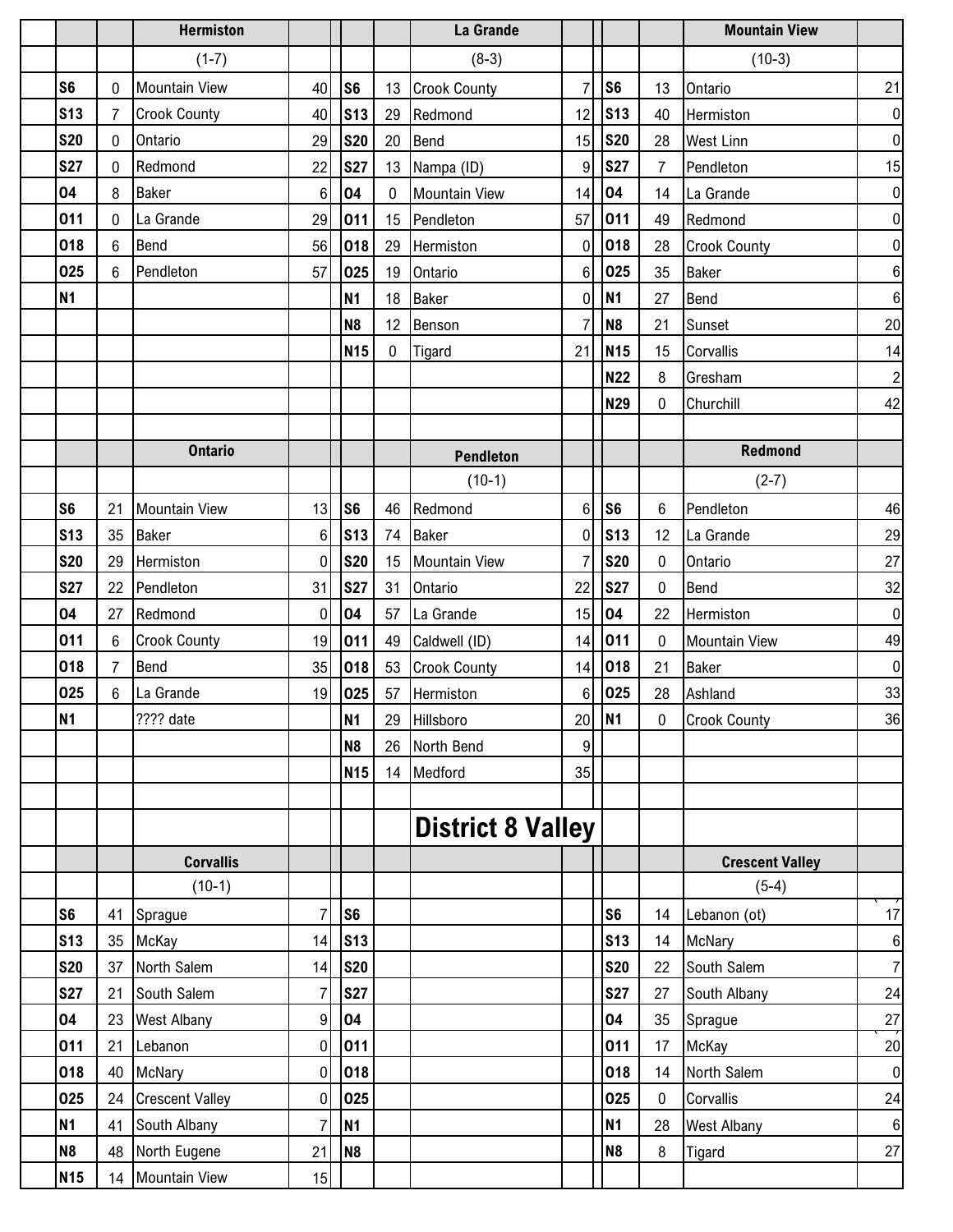| | Hermiston | | | | La Grande | | | | Mountain View | |
|---|---|---|---|---|---|---|---|---|---|---|
| | (1-7) | | | | (8-3) | | | | (10-3) | |
| S6 | 0 | Mountain View | 40 | S6 | 13 | Crook County | 7 | S6 | 13 | Ontario | 21 |
| S13 | 7 | Crook County | 40 | S13 | 29 | Redmond | 12 | S13 | 40 | Hermiston | 0 |
| S20 | 0 | Ontario | 29 | S20 | 20 | Bend | 15 | S20 | 28 | West Linn | 0 |
| S27 | 0 | Redmond | 22 | S27 | 13 | Nampa (ID) | 9 | S27 | 7 | Pendleton | 15 |
| O4 | 8 | Baker | 6 | O4 | 0 | Mountain View | 14 | O4 | 14 | La Grande | 0 |
| O11 | 0 | La Grande | 29 | O11 | 15 | Pendleton | 57 | O11 | 49 | Redmond | 0 |
| O18 | 6 | Bend | 56 | O18 | 29 | Hermiston | 0 | O18 | 28 | Crook County | 0 |
| O25 | 6 | Pendleton | 57 | O25 | 19 | Ontario | 6 | O25 | 35 | Baker | 6 |
| N1 | | | | N1 | 18 | Baker | 0 | N1 | 27 | Bend | 6 |
| | | | | N8 | 12 | Benson | 7 | N8 | 21 | Sunset | 20 |
| | | | | N15 | 0 | Tigard | 21 | N15 | 15 | Corvallis | 14 |
| | | | | | | | | N22 | 8 | Gresham | 2 |
| | | | | | | | | N29 | 0 | Churchill | 42 |

| | | Ontario | | | | Pendleton | | | | Redmond | |
|---|---|---|---|---|---|---|---|---|---|---|---|
| | | | | | | (10-1) | | | | (2-7) | |
| S6 | 21 | Mountain View | 13 | S6 | 46 | Redmond | 6 | S6 | 6 | Pendleton | 46 |
| S13 | 35 | Baker | 6 | S13 | 74 | Baker | 0 | S13 | 12 | La Grande | 29 |
| S20 | 29 | Hermiston | 0 | S20 | 15 | Mountain View | 7 | S20 | 0 | Ontario | 27 |
| S27 | 22 | Pendleton | 31 | S27 | 31 | Ontario | 22 | S27 | 0 | Bend | 32 |
| O4 | 27 | Redmond | 0 | O4 | 57 | La Grande | 15 | O4 | 22 | Hermiston | 0 |
| O11 | 6 | Crook County | 19 | O11 | 49 | Caldwell (ID) | 14 | O11 | 0 | Mountain View | 49 |
| O18 | 7 | Bend | 35 | O18 | 53 | Crook County | 14 | O18 | 21 | Baker | 0 |
| O25 | 6 | La Grande | 19 | O25 | 57 | Hermiston | 6 | O25 | 28 | Ashland | 33 |
| N1 | | ???? date | | N1 | 29 | Hillsboro | 20 | N1 | 0 | Crook County | 36 |
| | | | | N8 | 26 | North Bend | 9 | | | | |
| | | | | N15 | 14 | Medford | 35 | | | | |

## District 8 Valley

| | | Corvallis | | | | | | | | Crescent Valley | |
|---|---|---|---|---|---|---|---|---|---|---|---|
| | | (10-1) | | | | | | | | (5-4) | |
| S6 | 41 | Sprague | 7 | S6 | | | | S6 | 14 | Lebanon (ot) | 17 |
| S13 | 35 | McKay | 14 | S13 | | | | S13 | 14 | McNary | 6 |
| S20 | 37 | North Salem | 14 | S20 | | | | S20 | 22 | South Salem | 7 |
| S27 | 21 | South Salem | 7 | S27 | | | | S27 | 27 | South Albany | 24 |
| O4 | 23 | West Albany | 9 | O4 | | | | O4 | 35 | Sprague | 27 |
| O11 | 21 | Lebanon | 0 | O11 | | | | O11 | 17 | McKay | 20 |
| O18 | 40 | McNary | 0 | O18 | | | | O18 | 14 | North Salem | 0 |
| O25 | 24 | Crescent Valley | 0 | O25 | | | | O25 | 0 | Corvallis | 24 |
| N1 | 41 | South Albany | 7 | N1 | | | | N1 | 28 | West Albany | 6 |
| N8 | 48 | North Eugene | 21 | N8 | | | | N8 | 8 | Tigard | 27 |
| N15 | 14 | Mountain View | 15 | | | | | | | | |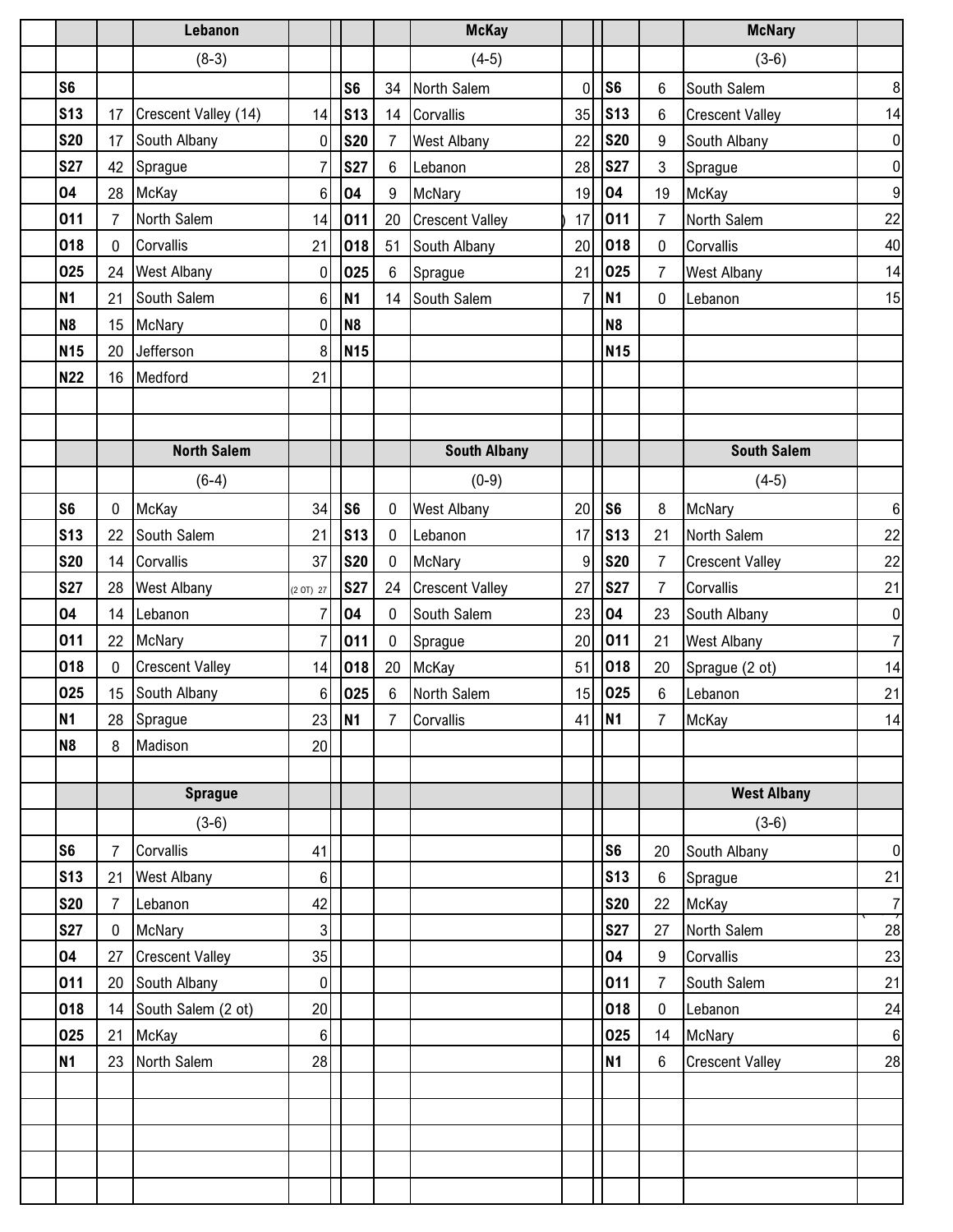### Lebanon (8-3)

| Date | Score | Opponent | Score |
|---|---|---|---|
| S6 | | | |
| S13 | 17 | Crescent Valley (14) | 14 |
| S20 | 17 | South Albany | 0 |
| S27 | 42 | Sprague | 7 |
| O4 | 28 | McKay | 6 |
| O11 | 7 | North Salem | 14 |
| O18 | 0 | Corvallis | 21 |
| O25 | 24 | West Albany | 0 |
| N1 | 21 | South Salem | 6 |
| N8 | 15 | McNary | 0 |
| N15 | 20 | Jefferson | 8 |
| N22 | 16 | Medford | 21 |

### McKay (4-5)

| Date | Score | Opponent | Score |
|---|---|---|---|
| S6 | 34 | North Salem | 0 |
| S13 | 14 | Corvallis | 35 |
| S20 | 7 | West Albany | 22 |
| S27 | 6 | Lebanon | 28 |
| O4 | 9 | McNary | 19 |
| O11 | 20 | Crescent Valley | 17 |
| O18 | 51 | South Albany | 20 |
| O25 | 6 | Sprague | 21 |
| N1 | 14 | South Salem | 7 |
| N8 | | | |
| N15 | | | |

### McNary (3-6)

| Date | Score | Opponent | Score |
|---|---|---|---|
| S6 | 6 | South Salem | 8 |
| S13 | 6 | Crescent Valley | 14 |
| S20 | 9 | South Albany | 0 |
| S27 | 3 | Sprague | 0 |
| O4 | 19 | McKay | 9 |
| O11 | 7 | North Salem | 22 |
| O18 | 0 | Corvallis | 40 |
| O25 | 7 | West Albany | 14 |
| N1 | 0 | Lebanon | 15 |
| N8 | | | |
| N15 | | | |

### North Salem (6-4)

| Date | Score | Opponent | Score |
|---|---|---|---|
| S6 | 0 | McKay | 34 |
| S13 | 22 | South Salem | 21 |
| S20 | 14 | Corvallis | 37 |
| S27 | 28 | West Albany | (2 OT) 27 |
| O4 | 14 | Lebanon | 7 |
| O11 | 22 | McNary | 7 |
| O18 | 0 | Crescent Valley | 14 |
| O25 | 15 | South Albany | 6 |
| N1 | 28 | Sprague | 23 |
| N8 | 8 | Madison | 20 |

### South Albany (0-9)

| Date | Score | Opponent | Score |
|---|---|---|---|
| S6 | 0 | West Albany | 20 |
| S13 | 0 | Lebanon | 17 |
| S20 | 0 | McNary | 9 |
| S27 | 24 | Crescent Valley | 27 |
| O4 | 0 | South Salem | 23 |
| O11 | 0 | Sprague | 20 |
| O18 | 20 | McKay | 51 |
| O25 | 6 | North Salem | 15 |
| N1 | 7 | Corvallis | 41 |

### South Salem (4-5)

| Date | Score | Opponent | Score |
|---|---|---|---|
| S6 | 8 | McNary | 6 |
| S13 | 21 | North Salem | 22 |
| S20 | 7 | Crescent Valley | 22 |
| S27 | 7 | Corvallis | 21 |
| O4 | 23 | South Albany | 0 |
| O11 | 21 | West Albany | 7 |
| O18 | 20 | Sprague (2 ot) | 14 |
| O25 | 6 | Lebanon | 21 |
| N1 | 7 | McKay | 14 |

### Sprague (3-6)

| Date | Score | Opponent | Score |
|---|---|---|---|
| S6 | 7 | Corvallis | 41 |
| S13 | 21 | West Albany | 6 |
| S20 | 7 | Lebanon | 42 |
| S27 | 0 | McNary | 3 |
| O4 | 27 | Crescent Valley | 35 |
| O11 | 20 | South Albany | 0 |
| O18 | 14 | South Salem (2 ot) | 20 |
| O25 | 21 | McKay | 6 |
| N1 | 23 | North Salem | 28 |

### West Albany (3-6)

| Date | Score | Opponent | Score |
|---|---|---|---|
| S6 | 20 | South Albany | 0 |
| S13 | 6 | Sprague | 21 |
| S20 | 22 | McKay | 7 |
| S27 | 27 | North Salem | 28 |
| O4 | 9 | Corvallis | 23 |
| O11 | 7 | South Salem | 21 |
| O18 | 0 | Lebanon | 24 |
| O25 | 14 | McNary | 6 |
| N1 | 6 | Crescent Valley | 28 |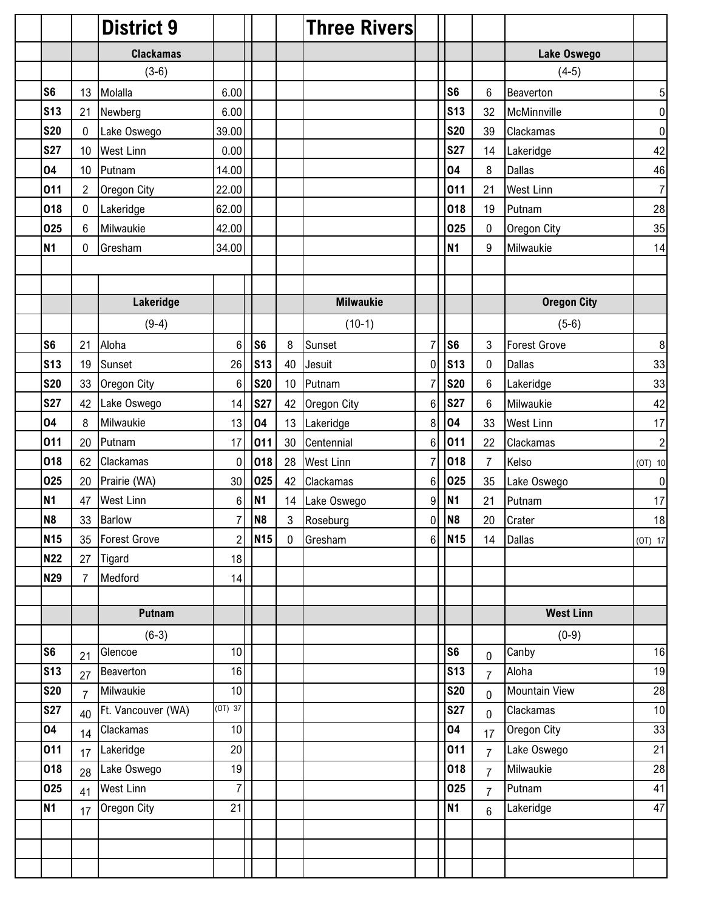# District 9 — Three Rivers

## Clackamas

(3-6)

| Date | Score | Opponent | Opp |
|---|---|---|---|
| S6 | 13 | Molalla | 6.00 |
| S13 | 21 | Newberg | 6.00 |
| S20 | 0 | Lake Oswego | 39.00 |
| S27 | 10 | West Linn | 0.00 |
| O4 | 10 | Putnam | 14.00 |
| O11 | 2 | Oregon City | 22.00 |
| O18 | 0 | Lakeridge | 62.00 |
| O25 | 6 | Milwaukie | 42.00 |
| N1 | 0 | Gresham | 34.00 |

## Lake Oswego

(4-5)

| Date | Score | Opponent | Opp |
|---|---|---|---|
| S6 | 6 | Beaverton | 5 |
| S13 | 32 | McMinnville | 0 |
| S20 | 39 | Clackamas | 0 |
| S27 | 14 | Lakeridge | 42 |
| O4 | 8 | Dallas | 46 |
| O11 | 21 | West Linn | 7 |
| O18 | 19 | Putnam | 28 |
| O25 | 0 | Oregon City | 35 |
| N1 | 9 | Milwaukie | 14 |

## Lakeridge

(9-4)

| Date | Score | Opponent | Opp |
|---|---|---|---|
| S6 | 21 | Aloha | 6 |
| S13 | 19 | Sunset | 26 |
| S20 | 33 | Oregon City | 6 |
| S27 | 42 | Lake Oswego | 14 |
| O4 | 8 | Milwaukie | 13 |
| O11 | 20 | Putnam | 17 |
| O18 | 62 | Clackamas | 0 |
| O25 | 20 | Prairie (WA) | 30 |
| N1 | 47 | West Linn | 6 |
| N8 | 33 | Barlow | 7 |
| N15 | 35 | Forest Grove | 2 |
| N22 | 27 | Tigard | 18 |
| N29 | 7 | Medford | 14 |

## Milwaukie

(10-1)

| Date | Score | Opponent | Opp |
|---|---|---|---|
| S6 | 8 | Sunset | 7 |
| S13 | 40 | Jesuit | 0 |
| S20 | 10 | Putnam | 7 |
| S27 | 42 | Oregon City | 6 |
| O4 | 13 | Lakeridge | 8 |
| O11 | 30 | Centennial | 6 |
| O18 | 28 | West Linn | 7 |
| O25 | 42 | Clackamas | 6 |
| N1 | 14 | Lake Oswego | 9 |
| N8 | 3 | Roseburg | 0 |
| N15 | 0 | Gresham | 6 |

## Oregon City

(5-6)

| Date | Score | Opponent | Opp |
|---|---|---|---|
| S6 | 3 | Forest Grove | 8 |
| S13 | 0 | Dallas | 33 |
| S20 | 6 | Lakeridge | 33 |
| S27 | 6 | Milwaukie | 42 |
| O4 | 33 | West Linn | 17 |
| O11 | 22 | Clackamas | 2 |
| O18 | 7 | Kelso | (OT) 10 |
| O25 | 35 | Lake Oswego | 0 |
| N1 | 21 | Putnam | 17 |
| N8 | 20 | Crater | 18 |
| N15 | 14 | Dallas | (OT) 17 |

## Putnam

(6-3)

| Date | Score | Opponent | Opp |
|---|---|---|---|
| S6 | 21 | Glencoe | 10 |
| S13 | 27 | Beaverton | 16 |
| S20 | 7 | Milwaukie | 10 |
| S27 | 40 | Ft. Vancouver (WA) | (OT) 37 |
| O4 | 14 | Clackamas | 10 |
| O11 | 17 | Lakeridge | 20 |
| O18 | 28 | Lake Oswego | 19 |
| O25 | 41 | West Linn | 7 |
| N1 | 17 | Oregon City | 21 |

## West Linn

(0-9)

| Date | Score | Opponent | Opp |
|---|---|---|---|
| S6 | 0 | Canby | 16 |
| S13 | 7 | Aloha | 19 |
| S20 | 0 | Mountain View | 28 |
| S27 | 0 | Clackamas | 10 |
| O4 | 17 | Oregon City | 33 |
| O11 | 7 | Lake Oswego | 21 |
| O18 | 7 | Milwaukie | 28 |
| O25 | 7 | Putnam | 41 |
| N1 | 6 | Lakeridge | 47 |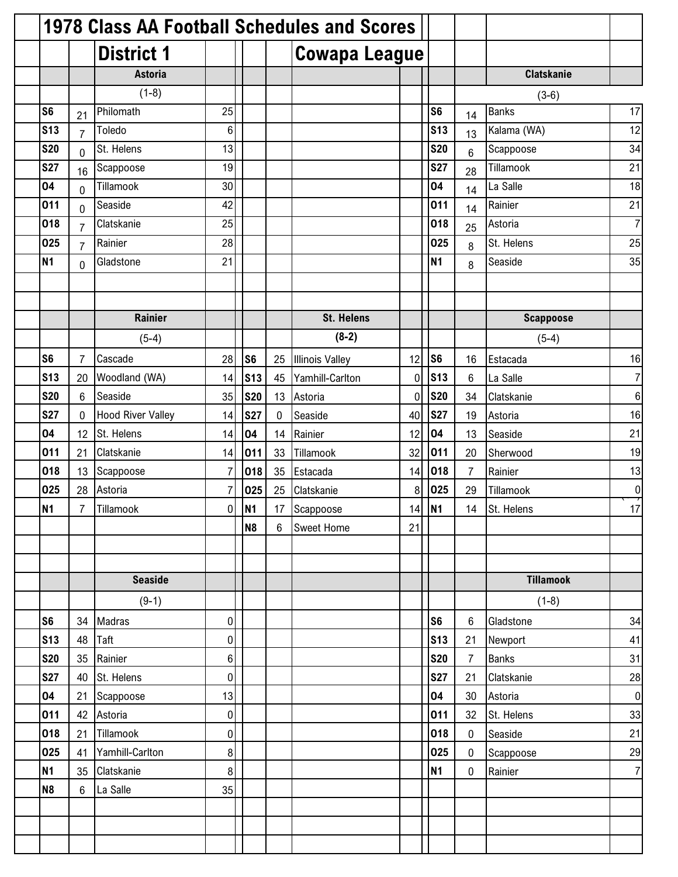# 1978 Class AA Football Schedules and Scores

## District 1 — Cowapa League

### Astoria

(1-8)

| Date | Score | Opponent | Opp. Score |
|---|---|---|---|
| S6 | 21 | Philomath | 25 |
| S13 | 7 | Toledo | 6 |
| S20 | 0 | St. Helens | 13 |
| S27 | 16 | Scappoose | 19 |
| O4 | 0 | Tillamook | 30 |
| O11 | 0 | Seaside | 42 |
| O18 | 7 | Clatskanie | 25 |
| O25 | 7 | Rainier | 28 |
| N1 | 0 | Gladstone | 21 |

### Clatskanie

(3-6)

| Date | Score | Opponent | Opp. Score |
|---|---|---|---|
| S6 | 14 | Banks | 17 |
| S13 | 13 | Kalama (WA) | 12 |
| S20 | 6 | Scappoose | 34 |
| S27 | 28 | Tillamook | 21 |
| O4 | 14 | La Salle | 18 |
| O11 | 14 | Rainier | 21 |
| O18 | 25 | Astoria | 7 |
| O25 | 8 | St. Helens | 25 |
| N1 | 8 | Seaside | 35 |

### Rainier

(5-4)

| Date | Score | Opponent | Opp. Score |
|---|---|---|---|
| S6 | 7 | Cascade | 28 |
| S13 | 20 | Woodland (WA) | 14 |
| S20 | 6 | Seaside | 35 |
| S27 | 0 | Hood River Valley | 14 |
| O4 | 12 | St. Helens | 14 |
| O11 | 21 | Clatskanie | 14 |
| O18 | 13 | Scappoose | 7 |
| O25 | 28 | Astoria | 7 |
| N1 | 7 | Tillamook | 0 |

### St. Helens

**(8-2)**

| Date | Score | Opponent | Opp. Score |
|---|---|---|---|
| S6 | 25 | Illinois Valley | 12 |
| S13 | 45 | Yamhill-Carlton | 0 |
| S20 | 13 | Astoria | 0 |
| S27 | 0 | Seaside | 40 |
| O4 | 14 | Rainier | 12 |
| O11 | 33 | Tillamook | 32 |
| O18 | 35 | Estacada | 14 |
| O25 | 25 | Clatskanie | 8 |
| N1 | 17 | Scappoose | 14 |
| N8 | 6 | Sweet Home | 21 |

### Scappoose

(5-4)

| Date | Score | Opponent | Opp. Score |
|---|---|---|---|
| S6 | 16 | Estacada | 16 |
| S13 | 6 | La Salle | 7 |
| S20 | 34 | Clatskanie | 6 |
| S27 | 19 | Astoria | 16 |
| O4 | 13 | Seaside | 21 |
| O11 | 20 | Sherwood | 19 |
| O18 | 7 | Rainier | 13 |
| O25 | 29 | Tillamook | 0 |
| N1 | 14 | St. Helens | 17 |

### Seaside

(9-1)

| Date | Score | Opponent | Opp. Score |
|---|---|---|---|
| S6 | 34 | Madras | 0 |
| S13 | 48 | Taft | 0 |
| S20 | 35 | Rainier | 6 |
| S27 | 40 | St. Helens | 0 |
| O4 | 21 | Scappoose | 13 |
| O11 | 42 | Astoria | 0 |
| O18 | 21 | Tillamook | 0 |
| O25 | 41 | Yamhill-Carlton | 8 |
| N1 | 35 | Clatskanie | 8 |
| N8 | 6 | La Salle | 35 |

### Tillamook

(1-8)

| Date | Score | Opponent | Opp. Score |
|---|---|---|---|
| S6 | 6 | Gladstone | 34 |
| S13 | 21 | Newport | 41 |
| S20 | 7 | Banks | 31 |
| S27 | 21 | Clatskanie | 28 |
| O4 | 30 | Astoria | 0 |
| O11 | 32 | St. Helens | 33 |
| O18 | 0 | Seaside | 21 |
| O25 | 0 | Scappoose | 29 |
| N1 | 0 | Rainier | 7 |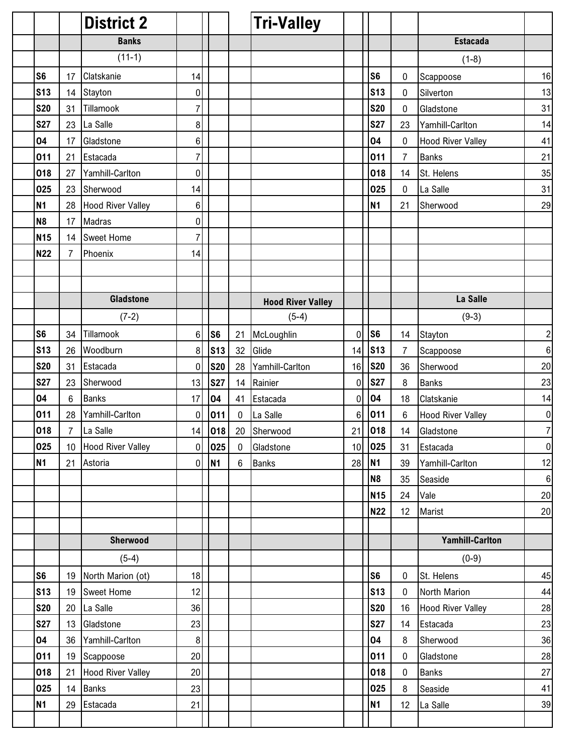# District 2

## Tri-Valley

### Banks

(11-1)

| Date | Score | Opponent | Opp Score |
|---|---|---|---|
| S6 | 17 | Clatskanie | 14 |
| S13 | 14 | Stayton | 0 |
| S20 | 31 | Tillamook | 7 |
| S27 | 23 | La Salle | 8 |
| O4 | 17 | Gladstone | 6 |
| O11 | 21 | Estacada | 7 |
| O18 | 27 | Yamhill-Carlton | 0 |
| O25 | 23 | Sherwood | 14 |
| N1 | 28 | Hood River Valley | 6 |
| N8 | 17 | Madras | 0 |
| N15 | 14 | Sweet Home | 7 |
| N22 | 7 | Phoenix | 14 |

### Estacada

(1-8)

| Date | Score | Opponent | Opp Score |
|---|---|---|---|
| S6 | 0 | Scappoose | 16 |
| S13 | 0 | Silverton | 13 |
| S20 | 0 | Gladstone | 31 |
| S27 | 23 | Yamhill-Carlton | 14 |
| O4 | 0 | Hood River Valley | 41 |
| O11 | 7 | Banks | 21 |
| O18 | 14 | St. Helens | 35 |
| O25 | 0 | La Salle | 31 |
| N1 | 21 | Sherwood | 29 |

### Gladstone

(7-2)

| Date | Score | Opponent | Opp Score |
|---|---|---|---|
| S6 | 34 | Tillamook | 6 |
| S13 | 26 | Woodburn | 8 |
| S20 | 31 | Estacada | 0 |
| S27 | 23 | Sherwood | 13 |
| O4 | 6 | Banks | 17 |
| O11 | 28 | Yamhill-Carlton | 0 |
| O18 | 7 | La Salle | 14 |
| O25 | 10 | Hood River Valley | 0 |
| N1 | 21 | Astoria | 0 |

### Hood River Valley

(5-4)

| Date | Score | Opponent | Opp Score |
|---|---|---|---|
| S6 | 21 | McLoughlin | 0 |
| S13 | 32 | Glide | 14 |
| S20 | 28 | Yamhill-Carlton | 16 |
| S27 | 14 | Rainier | 0 |
| O4 | 41 | Estacada | 0 |
| O11 | 0 | La Salle | 6 |
| O18 | 20 | Sherwood | 21 |
| O25 | 0 | Gladstone | 10 |
| N1 | 6 | Banks | 28 |

### La Salle

(9-3)

| Date | Score | Opponent | Opp Score |
|---|---|---|---|
| S6 | 14 | Stayton | 2 |
| S13 | 7 | Scappoose | 6 |
| S20 | 36 | Sherwood | 20 |
| S27 | 8 | Banks | 23 |
| O4 | 18 | Clatskanie | 14 |
| O11 | 6 | Hood River Valley | 0 |
| O18 | 14 | Gladstone | 7 |
| O25 | 31 | Estacada | 0 |
| N1 | 39 | Yamhill-Carlton | 12 |
| N8 | 35 | Seaside | 6 |
| N15 | 24 | Vale | 20 |
| N22 | 12 | Marist | 20 |

### Sherwood

(5-4)

| Date | Score | Opponent | Opp Score |
|---|---|---|---|
| S6 | 19 | North Marion (ot) | 18 |
| S13 | 19 | Sweet Home | 12 |
| S20 | 20 | La Salle | 36 |
| S27 | 13 | Gladstone | 23 |
| O4 | 36 | Yamhill-Carlton | 8 |
| O11 | 19 | Scappoose | 20 |
| O18 | 21 | Hood River Valley | 20 |
| O25 | 14 | Banks | 23 |
| N1 | 29 | Estacada | 21 |

### Yamhill-Carlton

(0-9)

| Date | Score | Opponent | Opp Score |
|---|---|---|---|
| S6 | 0 | St. Helens | 45 |
| S13 | 0 | North Marion | 44 |
| S20 | 16 | Hood River Valley | 28 |
| S27 | 14 | Estacada | 23 |
| O4 | 8 | Sherwood | 36 |
| O11 | 0 | Gladstone | 28 |
| O18 | 0 | Banks | 27 |
| O25 | 8 | Seaside | 41 |
| N1 | 12 | La Salle | 39 |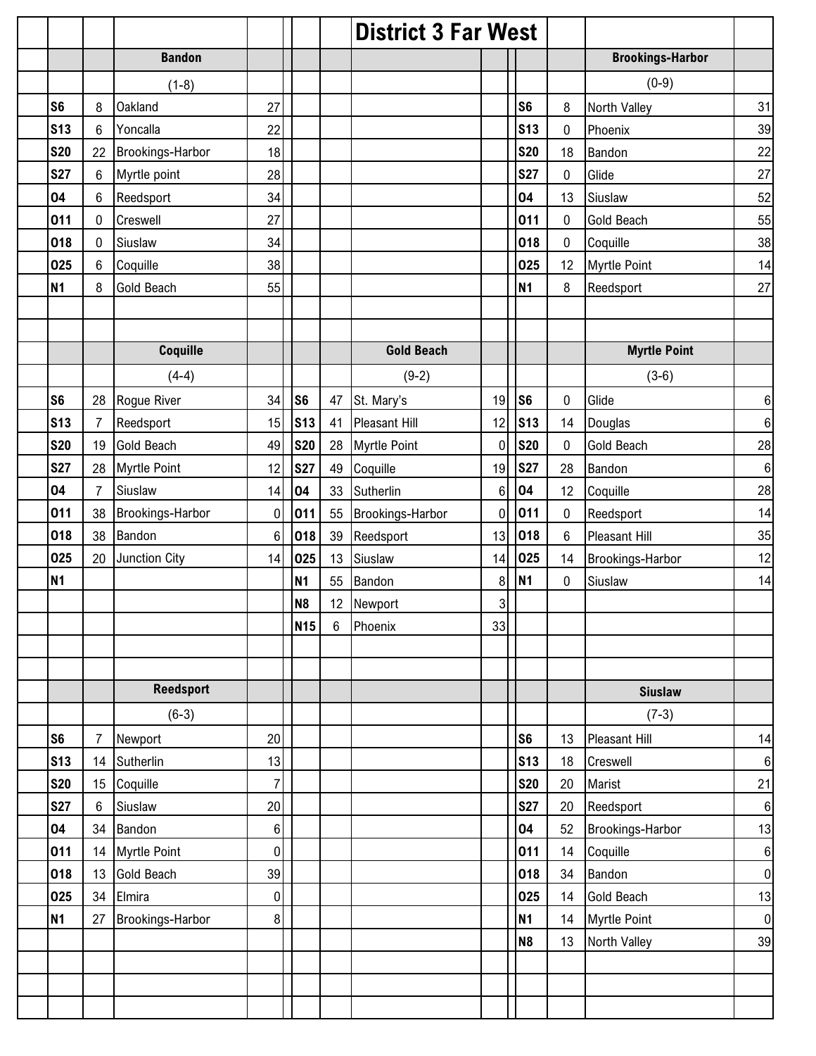# District 3 Far West

## Bandon

(1-8)

| Date | Score | Opponent | Opp Score |
|---|---|---|---|
| S6 | 8 | Oakland | 27 |
| S13 | 6 | Yoncalla | 22 |
| S20 | 22 | Brookings-Harbor | 18 |
| S27 | 6 | Myrtle point | 28 |
| O4 | 6 | Reedsport | 34 |
| O11 | 0 | Creswell | 27 |
| O18 | 0 | Siuslaw | 34 |
| O25 | 6 | Coquille | 38 |
| N1 | 8 | Gold Beach | 55 |

## Brookings-Harbor

(0-9)

| Date | Score | Opponent | Opp Score |
|---|---|---|---|
| S6 | 8 | North Valley | 31 |
| S13 | 0 | Phoenix | 39 |
| S20 | 18 | Bandon | 22 |
| S27 | 0 | Glide | 27 |
| O4 | 13 | Siuslaw | 52 |
| O11 | 0 | Gold Beach | 55 |
| O18 | 0 | Coquille | 38 |
| O25 | 12 | Myrtle Point | 14 |
| N1 | 8 | Reedsport | 27 |

## Coquille

(4-4)

| Date | Score | Opponent | Opp Score |
|---|---|---|---|
| S6 | 28 | Rogue River | 34 |
| S13 | 7 | Reedsport | 15 |
| S20 | 19 | Gold Beach | 49 |
| S27 | 28 | Myrtle Point | 12 |
| O4 | 7 | Siuslaw | 14 |
| O11 | 38 | Brookings-Harbor | 0 |
| O18 | 38 | Bandon | 6 |
| O25 | 20 | Junction City | 14 |
| N1 | | | |

## Gold Beach

(9-2)

| Date | Score | Opponent | Opp Score |
|---|---|---|---|
| S6 | 47 | St. Mary's | 19 |
| S13 | 41 | Pleasant Hill | 12 |
| S20 | 28 | Myrtle Point | 0 |
| S27 | 49 | Coquille | 19 |
| O4 | 33 | Sutherlin | 6 |
| O11 | 55 | Brookings-Harbor | 0 |
| O18 | 39 | Reedsport | 13 |
| O25 | 13 | Siuslaw | 14 |
| N1 | 55 | Bandon | 8 |
| N8 | 12 | Newport | 3 |
| N15 | 6 | Phoenix | 33 |

## Myrtle Point

(3-6)

| Date | Score | Opponent | Opp Score |
|---|---|---|---|
| S6 | 0 | Glide | 6 |
| S13 | 14 | Douglas | 6 |
| S20 | 0 | Gold Beach | 28 |
| S27 | 28 | Bandon | 6 |
| O4 | 12 | Coquille | 28 |
| O11 | 0 | Reedsport | 14 |
| O18 | 6 | Pleasant Hill | 35 |
| O25 | 14 | Brookings-Harbor | 12 |
| N1 | 0 | Siuslaw | 14 |

## Reedsport

(6-3)

| Date | Score | Opponent | Opp Score |
|---|---|---|---|
| S6 | 7 | Newport | 20 |
| S13 | 14 | Sutherlin | 13 |
| S20 | 15 | Coquille | 7 |
| S27 | 6 | Siuslaw | 20 |
| O4 | 34 | Bandon | 6 |
| O11 | 14 | Myrtle Point | 0 |
| O18 | 13 | Gold Beach | 39 |
| O25 | 34 | Elmira | 0 |
| N1 | 27 | Brookings-Harbor | 8 |

## Siuslaw

(7-3)

| Date | Score | Opponent | Opp Score |
|---|---|---|---|
| S6 | 13 | Pleasant Hill | 14 |
| S13 | 18 | Creswell | 6 |
| S20 | 20 | Marist | 21 |
| S27 | 20 | Reedsport | 6 |
| O4 | 52 | Brookings-Harbor | 13 |
| O11 | 14 | Coquille | 6 |
| O18 | 34 | Bandon | 0 |
| O25 | 14 | Gold Beach | 13 |
| N1 | 14 | Myrtle Point | 0 |
| N8 | 13 | North Valley | 39 |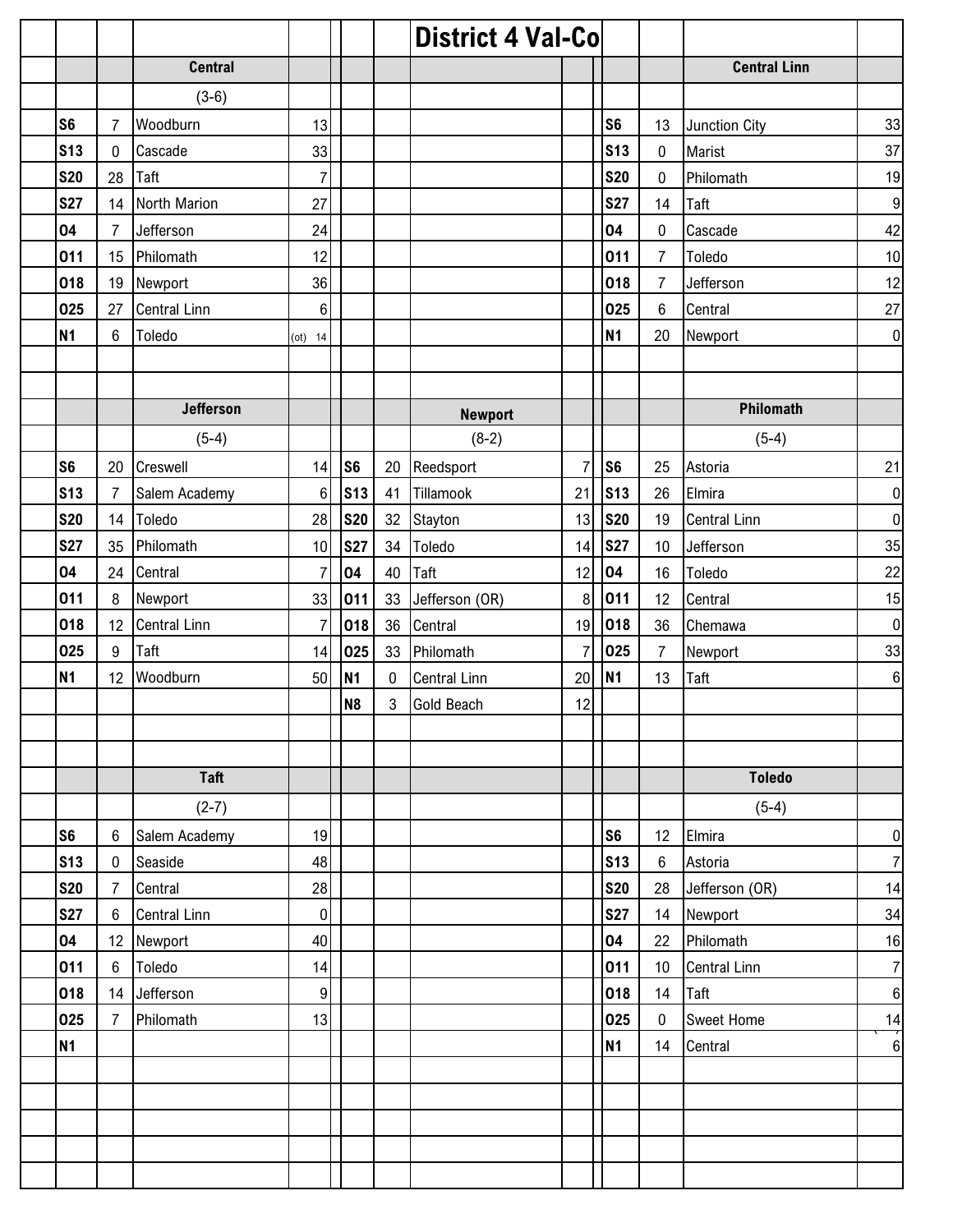# District 4 Val-Co

## Central

(3-6)

| Date | Score | Opponent | Opp Score |
|---|---|---|---|
| S6 | 7 | Woodburn | 13 |
| S13 | 0 | Cascade | 33 |
| S20 | 28 | Taft | 7 |
| S27 | 14 | North Marion | 27 |
| O4 | 7 | Jefferson | 24 |
| O11 | 15 | Philomath | 12 |
| O18 | 19 | Newport | 36 |
| O25 | 27 | Central Linn | 6 |
| N1 | 6 | Toledo | (ot) 14 |

## Central Linn

| Date | Score | Opponent | Opp Score |
|---|---|---|---|
| S6 | 13 | Junction City | 33 |
| S13 | 0 | Marist | 37 |
| S20 | 0 | Philomath | 19 |
| S27 | 14 | Taft | 9 |
| O4 | 0 | Cascade | 42 |
| O11 | 7 | Toledo | 10 |
| O18 | 7 | Jefferson | 12 |
| O25 | 6 | Central | 27 |
| N1 | 20 | Newport | 0 |

## Jefferson

(5-4)

| Date | Score | Opponent | Opp Score |
|---|---|---|---|
| S6 | 20 | Creswell | 14 |
| S13 | 7 | Salem Academy | 6 |
| S20 | 14 | Toledo | 28 |
| S27 | 35 | Philomath | 10 |
| O4 | 24 | Central | 7 |
| O11 | 8 | Newport | 33 |
| O18 | 12 | Central Linn | 7 |
| O25 | 9 | Taft | 14 |
| N1 | 12 | Woodburn | 50 |

## Newport

(8-2)

| Date | Score | Opponent | Opp Score |
|---|---|---|---|
| S6 | 20 | Reedsport | 7 |
| S13 | 41 | Tillamook | 21 |
| S20 | 32 | Stayton | 13 |
| S27 | 34 | Toledo | 14 |
| O4 | 40 | Taft | 12 |
| O11 | 33 | Jefferson (OR) | 8 |
| O18 | 36 | Central | 19 |
| O25 | 33 | Philomath | 7 |
| N1 | 0 | Central Linn | 20 |
| N8 | 3 | Gold Beach | 12 |

## Philomath

(5-4)

| Date | Score | Opponent | Opp Score |
|---|---|---|---|
| S6 | 25 | Astoria | 21 |
| S13 | 26 | Elmira | 0 |
| S20 | 19 | Central Linn | 0 |
| S27 | 10 | Jefferson | 35 |
| O4 | 16 | Toledo | 22 |
| O11 | 12 | Central | 15 |
| O18 | 36 | Chemawa | 0 |
| O25 | 7 | Newport | 33 |
| N1 | 13 | Taft | 6 |

## Taft

(2-7)

| Date | Score | Opponent | Opp Score |
|---|---|---|---|
| S6 | 6 | Salem Academy | 19 |
| S13 | 0 | Seaside | 48 |
| S20 | 7 | Central | 28 |
| S27 | 6 | Central Linn | 0 |
| O4 | 12 | Newport | 40 |
| O11 | 6 | Toledo | 14 |
| O18 | 14 | Jefferson | 9 |
| O25 | 7 | Philomath | 13 |
| N1 | | | |

## Toledo

(5-4)

| Date | Score | Opponent | Opp Score |
|---|---|---|---|
| S6 | 12 | Elmira | 0 |
| S13 | 6 | Astoria | 7 |
| S20 | 28 | Jefferson (OR) | 14 |
| S27 | 14 | Newport | 34 |
| O4 | 22 | Philomath | 16 |
| O11 | 10 | Central Linn | 7 |
| O18 | 14 | Taft | 6 |
| O25 | 0 | Sweet Home | 14 |
| N1 | 14 | Central | 6 |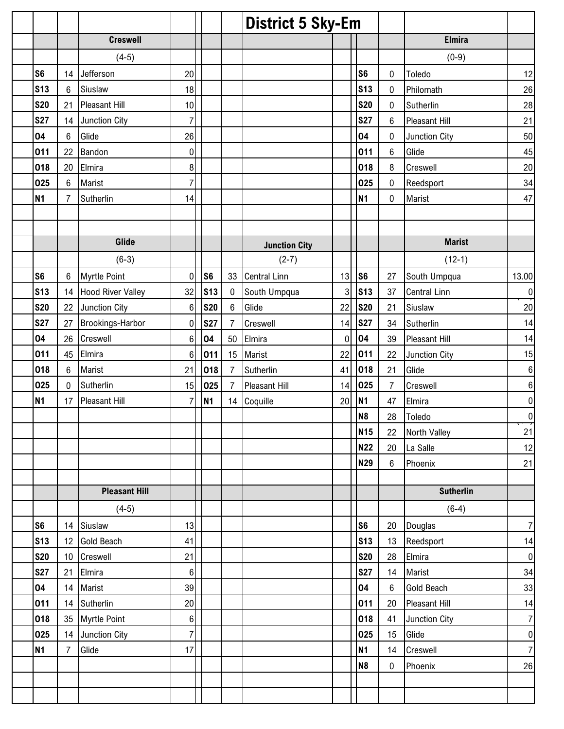# District 5 Sky-Em

## Creswell

(4-5)

| Date | Score | Opponent | Opp Score |
|---|---|---|---|
| S6 | 14 | Jefferson | 20 |
| S13 | 6 | Siuslaw | 18 |
| S20 | 21 | Pleasant Hill | 10 |
| S27 | 14 | Junction City | 7 |
| O4 | 6 | Glide | 26 |
| O11 | 22 | Bandon | 0 |
| O18 | 20 | Elmira | 8 |
| O25 | 6 | Marist | 7 |
| N1 | 7 | Sutherlin | 14 |

## Elmira

(0-9)

| Date | Score | Opponent | Opp Score |
|---|---|---|---|
| S6 | 0 | Toledo | 12 |
| S13 | 0 | Philomath | 26 |
| S20 | 0 | Sutherlin | 28 |
| S27 | 6 | Pleasant Hill | 21 |
| O4 | 0 | Junction City | 50 |
| O11 | 6 | Glide | 45 |
| O18 | 8 | Creswell | 20 |
| O25 | 0 | Reedsport | 34 |
| N1 | 0 | Marist | 47 |

## Glide

(6-3)

| Date | Score | Opponent | Opp Score |
|---|---|---|---|
| S6 | 6 | Myrtle Point | 0 |
| S13 | 14 | Hood River Valley | 32 |
| S20 | 22 | Junction City | 6 |
| S27 | 27 | Brookings-Harbor | 0 |
| O4 | 26 | Creswell | 6 |
| O11 | 45 | Elmira | 6 |
| O18 | 6 | Marist | 21 |
| O25 | 0 | Sutherlin | 15 |
| N1 | 17 | Pleasant Hill | 7 |

## Junction City

(2-7)

| Date | Score | Opponent | Opp Score |
|---|---|---|---|
| S6 | 33 | Central Linn | 13 |
| S13 | 0 | South Umpqua | 3 |
| S20 | 6 | Glide | 22 |
| S27 | 7 | Creswell | 14 |
| O4 | 50 | Elmira | 0 |
| O11 | 15 | Marist | 22 |
| O18 | 7 | Sutherlin | 41 |
| O25 | 7 | Pleasant Hill | 14 |
| N1 | 14 | Coquille | 20 |

## Marist

(12-1)

| Date | Score | Opponent | Opp Score |
|---|---|---|---|
| S6 | 27 | South Umpqua | 13.00 |
| S13 | 37 | Central Linn | 0 |
| S20 | 21 | Siuslaw | 20 |
| S27 | 34 | Sutherlin | 14 |
| O4 | 39 | Pleasant Hill | 14 |
| O11 | 22 | Junction City | 15 |
| O18 | 21 | Glide | 6 |
| O25 | 7 | Creswell | 6 |
| N1 | 47 | Elmira | 0 |
| N8 | 28 | Toledo | 0 |
| N15 | 22 | North Valley | 21 |
| N22 | 20 | La Salle | 12 |
| N29 | 6 | Phoenix | 21 |

## Pleasant Hill

(4-5)

| Date | Score | Opponent | Opp Score |
|---|---|---|---|
| S6 | 14 | Siuslaw | 13 |
| S13 | 12 | Gold Beach | 41 |
| S20 | 10 | Creswell | 21 |
| S27 | 21 | Elmira | 6 |
| O4 | 14 | Marist | 39 |
| O11 | 14 | Sutherlin | 20 |
| O18 | 35 | Myrtle Point | 6 |
| O25 | 14 | Junction City | 7 |
| N1 | 7 | Glide | 17 |

## Sutherlin

(6-4)

| Date | Score | Opponent | Opp Score |
|---|---|---|---|
| S6 | 20 | Douglas | 7 |
| S13 | 13 | Reedsport | 14 |
| S20 | 28 | Elmira | 0 |
| S27 | 14 | Marist | 34 |
| O4 | 6 | Gold Beach | 33 |
| O11 | 20 | Pleasant Hill | 14 |
| O18 | 41 | Junction City | 7 |
| O25 | 15 | Glide | 0 |
| N1 | 14 | Creswell | 7 |
| N8 | 0 | Phoenix | 26 |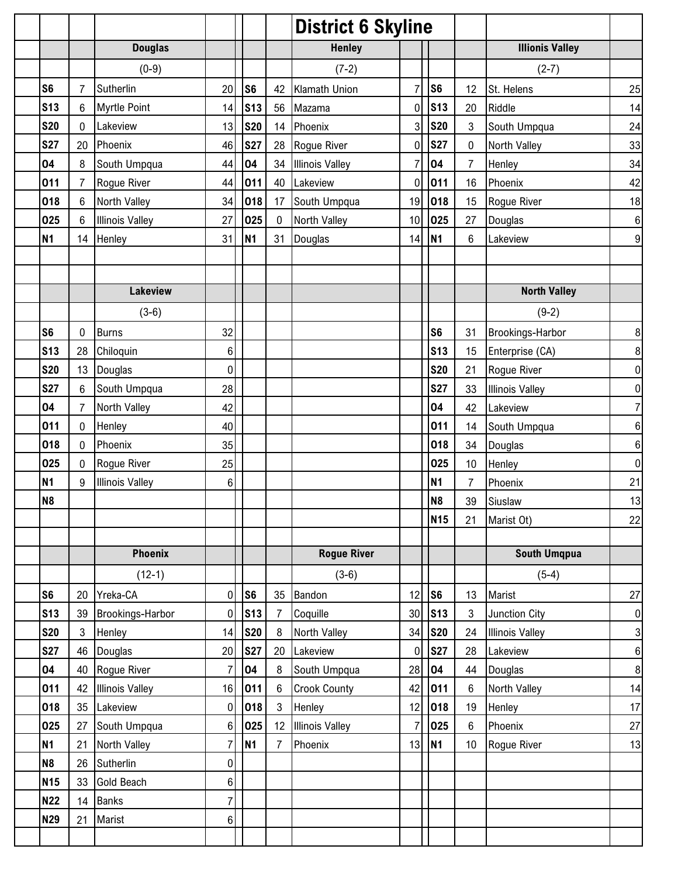# District 6 Skyline

## Douglas

(0-9)

| Date | Score | Opponent | Opp |
|---|---|---|---|
| S6 | 7 | Sutherlin | 20 |
| S13 | 6 | Myrtle Point | 14 |
| S20 | 0 | Lakeview | 13 |
| S27 | 20 | Phoenix | 46 |
| O4 | 8 | South Umpqua | 44 |
| O11 | 7 | Rogue River | 44 |
| O18 | 6 | North Valley | 34 |
| O25 | 6 | Illinois Valley | 27 |
| N1 | 14 | Henley | 31 |

## Henley

(7-2)

| Date | Score | Opponent | Opp |
|---|---|---|---|
| S6 | 42 | Klamath Union | 7 |
| S13 | 56 | Mazama | 0 |
| S20 | 14 | Phoenix | 3 |
| S27 | 28 | Rogue River | 0 |
| O4 | 34 | Illinois Valley | 7 |
| O11 | 40 | Lakeview | 0 |
| O18 | 17 | South Umpqua | 19 |
| O25 | 0 | North Valley | 10 |
| N1 | 31 | Douglas | 14 |

## Illionis Valley

(2-7)

| Date | Score | Opponent | Opp |
|---|---|---|---|
| S6 | 12 | St. Helens | 25 |
| S13 | 20 | Riddle | 14 |
| S20 | 3 | South Umpqua | 24 |
| S27 | 0 | North Valley | 33 |
| O4 | 7 | Henley | 34 |
| O11 | 16 | Phoenix | 42 |
| O18 | 15 | Rogue River | 18 |
| O25 | 27 | Douglas | 6 |
| N1 | 6 | Lakeview | 9 |

## Lakeview

(3-6)

| Date | Score | Opponent | Opp |
|---|---|---|---|
| S6 | 0 | Burns | 32 |
| S13 | 28 | Chiloquin | 6 |
| S20 | 13 | Douglas | 0 |
| S27 | 6 | South Umpqua | 28 |
| O4 | 7 | North Valley | 42 |
| O11 | 0 | Henley | 40 |
| O18 | 0 | Phoenix | 35 |
| O25 | 0 | Rogue River | 25 |
| N1 | 9 | Illinois Valley | 6 |
| N8 | | | |

## North Valley

(9-2)

| Date | Score | Opponent | Opp |
|---|---|---|---|
| S6 | 31 | Brookings-Harbor | 8 |
| S13 | 15 | Enterprise (CA) | 8 |
| S20 | 21 | Rogue River | 0 |
| S27 | 33 | Illinois Valley | 0 |
| O4 | 42 | Lakeview | 7 |
| O11 | 14 | South Umpqua | 6 |
| O18 | 34 | Douglas | 6 |
| O25 | 10 | Henley | 0 |
| N1 | 7 | Phoenix | 21 |
| N8 | 39 | Siuslaw | 13 |
| N15 | 21 | Marist Ot) | 22 |

## Phoenix

(12-1)

| Date | Score | Opponent | Opp |
|---|---|---|---|
| S6 | 20 | Yreka-CA | 0 |
| S13 | 39 | Brookings-Harbor | 0 |
| S20 | 3 | Henley | 14 |
| S27 | 46 | Douglas | 20 |
| O4 | 40 | Rogue River | 7 |
| O11 | 42 | Illinois Valley | 16 |
| O18 | 35 | Lakeview | 0 |
| O25 | 27 | South Umpqua | 6 |
| N1 | 21 | North Valley | 7 |
| N8 | 26 | Sutherlin | 0 |
| N15 | 33 | Gold Beach | 6 |
| N22 | 14 | Banks | 7 |
| N29 | 21 | Marist | 6 |

## Rogue River

(3-6)

| Date | Score | Opponent | Opp |
|---|---|---|---|
| S6 | 35 | Bandon | 12 |
| S13 | 7 | Coquille | 30 |
| S20 | 8 | North Valley | 34 |
| S27 | 20 | Lakeview | 0 |
| O4 | 8 | South Umpqua | 28 |
| O11 | 6 | Crook County | 42 |
| O18 | 3 | Henley | 12 |
| O25 | 12 | Illinois Valley | 7 |
| N1 | 7 | Phoenix | 13 |

## South Umqpua

(5-4)

| Date | Score | Opponent | Opp |
|---|---|---|---|
| S6 | 13 | Marist | 27 |
| S13 | 3 | Junction City | 0 |
| S20 | 24 | Illinois Valley | 3 |
| S27 | 28 | Lakeview | 6 |
| O4 | 44 | Douglas | 8 |
| O11 | 6 | North Valley | 14 |
| O18 | 19 | Henley | 17 |
| O25 | 6 | Phoenix | 27 |
| N1 | 10 | Rogue River | 13 |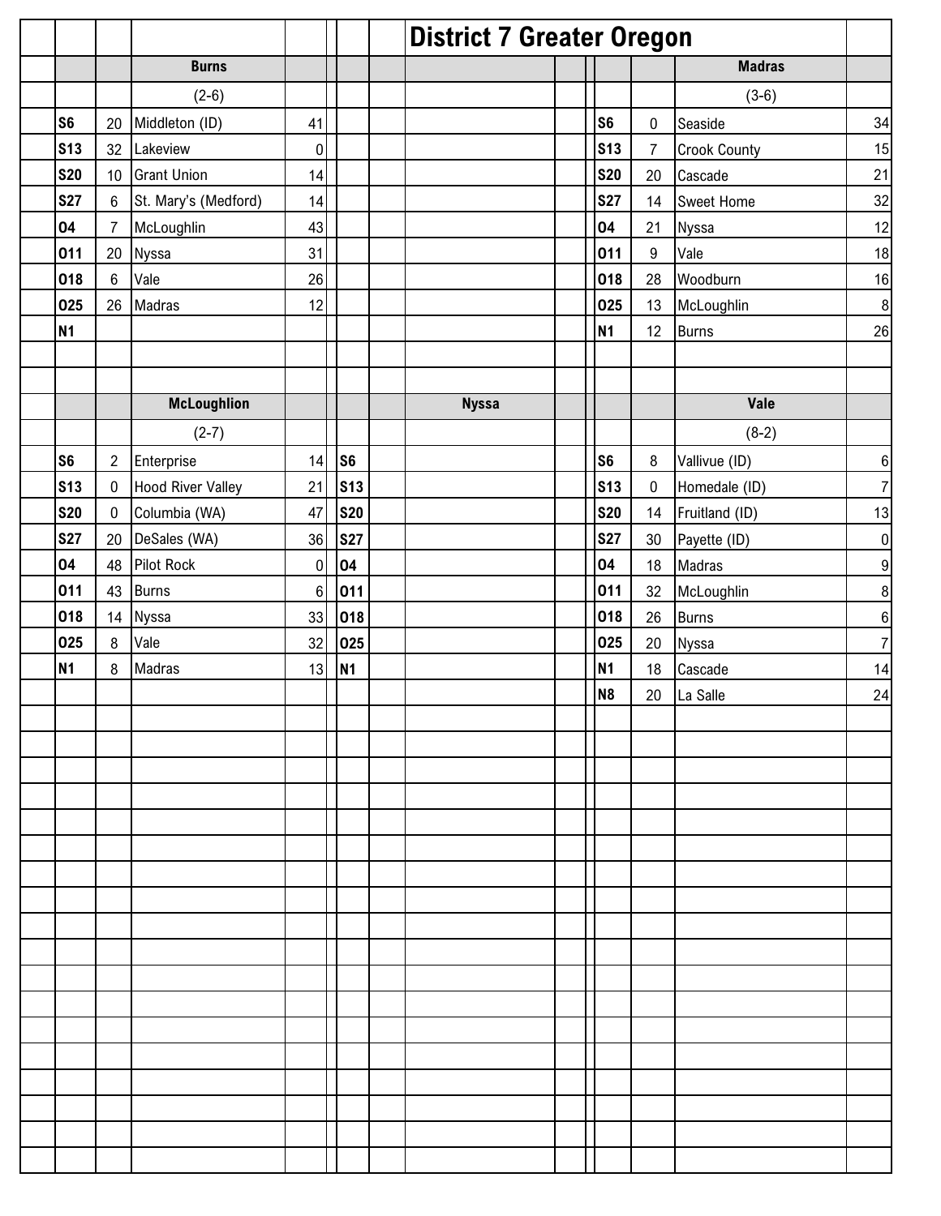# District 7 Greater Oregon

## Burns

(2-6)

| Date | Score | Opponent | Score |
|---|---|---|---|
| S6 | 20 | Middleton (ID) | 41 |
| S13 | 32 | Lakeview | 0 |
| S20 | 10 | Grant Union | 14 |
| S27 | 6 | St. Mary's (Medford) | 14 |
| O4 | 7 | McLoughlin | 43 |
| O11 | 20 | Nyssa | 31 |
| O18 | 6 | Vale | 26 |
| O25 | 26 | Madras | 12 |
| N1 | | | |

## Madras

(3-6)

| Date | Score | Opponent | Score |
|---|---|---|---|
| S6 | 0 | Seaside | 34 |
| S13 | 7 | Crook County | 15 |
| S20 | 20 | Cascade | 21 |
| S27 | 14 | Sweet Home | 32 |
| O4 | 21 | Nyssa | 12 |
| O11 | 9 | Vale | 18 |
| O18 | 28 | Woodburn | 16 |
| O25 | 13 | McLoughlin | 8 |
| N1 | 12 | Burns | 26 |

## McLoughlion

(2-7)

| Date | Score | Opponent | Score |
|---|---|---|---|
| S6 | 2 | Enterprise | 14 |
| S13 | 0 | Hood River Valley | 21 |
| S20 | 0 | Columbia (WA) | 47 |
| S27 | 20 | DeSales (WA) | 36 |
| O4 | 48 | Pilot Rock | 0 |
| O11 | 43 | Burns | 6 |
| O18 | 14 | Nyssa | 33 |
| O25 | 8 | Vale | 32 |
| N1 | 8 | Madras | 13 |

## Nyssa

| Date | Score | Opponent | Score |
|---|---|---|---|
| S6 | | | |
| S13 | | | |
| S20 | | | |
| S27 | | | |
| O4 | | | |
| O11 | | | |
| O18 | | | |
| O25 | | | |
| N1 | | | |

## Vale

(8-2)

| Date | Score | Opponent | Score |
|---|---|---|---|
| S6 | 8 | Vallivue (ID) | 6 |
| S13 | 0 | Homedale (ID) | 7 |
| S20 | 14 | Fruitland (ID) | 13 |
| S27 | 30 | Payette (ID) | 0 |
| O4 | 18 | Madras | 9 |
| O11 | 32 | McLoughlin | 8 |
| O18 | 26 | Burns | 6 |
| O25 | 20 | Nyssa | 7 |
| N1 | 18 | Cascade | 14 |
| N8 | 20 | La Salle | 24 |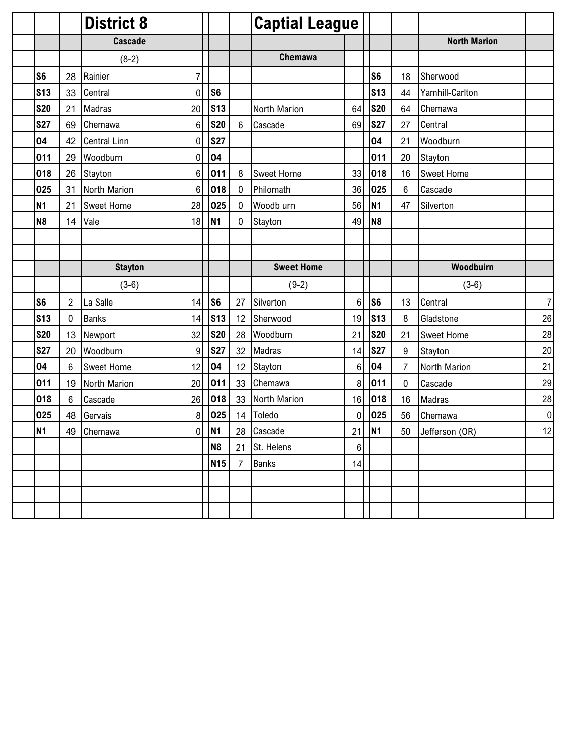# District 8

# Captial League

### Cascade

(8-2)

| | | | |
|---|---|---|---|
| S6 | 28 | Rainier | 7 |
| S13 | 33 | Central | 0 |
| S20 | 21 | Madras | 20 |
| S27 | 69 | Chemawa | 6 |
| O4 | 42 | Central Linn | 0 |
| O11 | 29 | Woodburn | 0 |
| O18 | 26 | Stayton | 6 |
| O25 | 31 | North Marion | 6 |
| N1 | 21 | Sweet Home | 28 |
| N8 | 14 | Vale | 18 |

### Chemawa

| | | | |
|---|---|---|---|
| S6 | | | |
| S13 | | North Marion | 64 |
| S20 | 6 | Cascade | 69 |
| S27 | | | |
| O4 | | | |
| O11 | 8 | Sweet Home | 33 |
| O18 | 0 | Philomath | 36 |
| O25 | 0 | Woodb urn | 56 |
| N1 | 0 | Stayton | 49 |

### North Marion

| | | | |
|---|---|---|---|
| S6 | 18 | Sherwood | |
| S13 | 44 | Yamhill-Carlton | |
| S20 | 64 | Chemawa | |
| S27 | 27 | Central | |
| O4 | 21 | Woodburn | |
| O11 | 20 | Stayton | |
| O18 | 16 | Sweet Home | |
| O25 | 6 | Cascade | |
| N1 | 47 | Silverton | |
| N8 | | | |

### Stayton

(3-6)

| | | | |
|---|---|---|---|
| S6 | 2 | La Salle | 14 |
| S13 | 0 | Banks | 14 |
| S20 | 13 | Newport | 32 |
| S27 | 20 | Woodburn | 9 |
| O4 | 6 | Sweet Home | 12 |
| O11 | 19 | North Marion | 20 |
| O18 | 6 | Cascade | 26 |
| O25 | 48 | Gervais | 8 |
| N1 | 49 | Chemawa | 0 |

### Sweet Home

(9-2)

| | | | |
|---|---|---|---|
| S6 | 27 | Silverton | 6 |
| S13 | 12 | Sherwood | 19 |
| S20 | 28 | Woodburn | 21 |
| S27 | 32 | Madras | 14 |
| O4 | 12 | Stayton | 6 |
| O11 | 33 | Chemawa | 8 |
| O18 | 33 | North Marion | 16 |
| O25 | 14 | Toledo | 0 |
| N1 | 28 | Cascade | 21 |
| N8 | 21 | St. Helens | 6 |
| N15 | 7 | Banks | 14 |

### Woodbuirn

(3-6)

| | | | |
|---|---|---|---|
| S6 | 13 | Central | 7 |
| S13 | 8 | Gladstone | 26 |
| S20 | 21 | Sweet Home | 28 |
| S27 | 9 | Stayton | 20 |
| O4 | 7 | North Marion | 21 |
| O11 | 0 | Cascade | 29 |
| O18 | 16 | Madras | 28 |
| O25 | 56 | Chemawa | 0 |
| N1 | 50 | Jefferson (OR) | 12 |